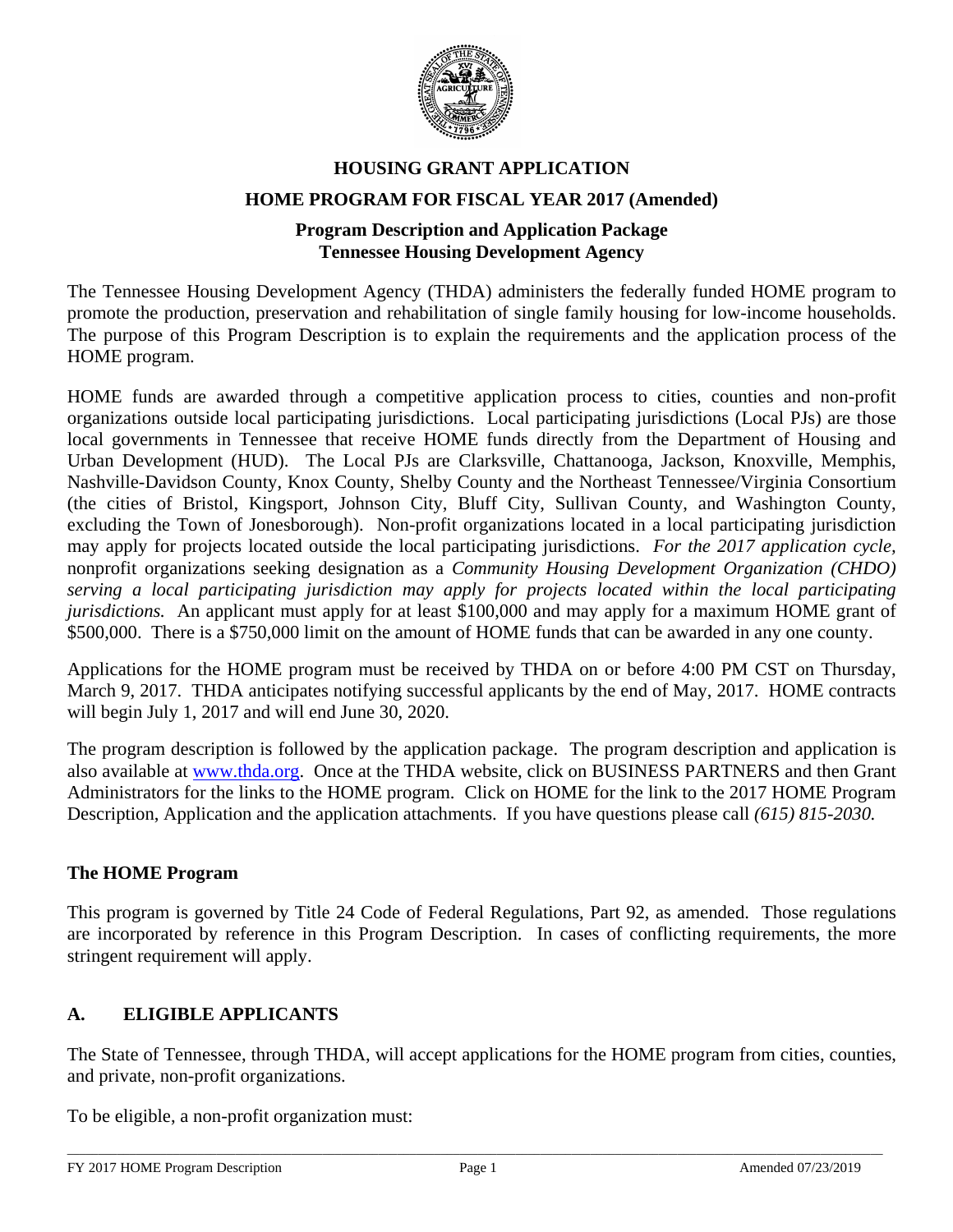# HOUSING GRANT APPLICATION

## HOME PROGRAM FOR FISCAL YEAR 2017 (Amended)

### Program Description and Application Package
### Tennessee Housing Development Agency

The Tennessee Housing Development Agency (THDA) administers the federally funded HOME program to promote the production, preservation and rehabilitation of single family housing for low-income households. The purpose of this Program Description is to explain the requirements and the application process of the HOME program.

HOME funds are awarded through a competitive application process to cities, counties and non-profit organizations outside local participating jurisdictions. Local participating jurisdictions (Local PJs) are those local governments in Tennessee that receive HOME funds directly from the Department of Housing and Urban Development (HUD). The Local PJs are Clarksville, Chattanooga, Jackson, Knoxville, Memphis, Nashville-Davidson County, Knox County, Shelby County and the Northeast Tennessee/Virginia Consortium (the cities of Bristol, Kingsport, Johnson City, Bluff City, Sullivan County, and Washington County, excluding the Town of Jonesborough). Non-profit organizations located in a local participating jurisdiction may apply for projects located outside the local participating jurisdictions. *For the 2017 application cycle,* nonprofit organizations seeking designation as a *Community Housing Development Organization (CHDO) serving a local participating jurisdiction may apply for projects located within the local participating jurisdictions.* An applicant must apply for at least $100,000 and may apply for a maximum HOME grant of $500,000. There is a $750,000 limit on the amount of HOME funds that can be awarded in any one county.

Applications for the HOME program must be received by THDA on or before 4:00 PM CST on Thursday, March 9, 2017. THDA anticipates notifying successful applicants by the end of May, 2017. HOME contracts will begin July 1, 2017 and will end June 30, 2020.

The program description is followed by the application package. The program description and application is also available at [www.thda.org](www.thda.org). Once at the THDA website, click on BUSINESS PARTNERS and then Grant Administrators for the links to the HOME program. Click on HOME for the link to the 2017 HOME Program Description, Application and the application attachments. If you have questions please call *(615) 815-2030.*

## The HOME Program

This program is governed by Title 24 Code of Federal Regulations, Part 92, as amended. Those regulations are incorporated by reference in this Program Description. In cases of conflicting requirements, the more stringent requirement will apply.

## A. ELIGIBLE APPLICANTS

The State of Tennessee, through THDA, will accept applications for the HOME program from cities, counties, and private, non-profit organizations.

To be eligible, a non-profit organization must: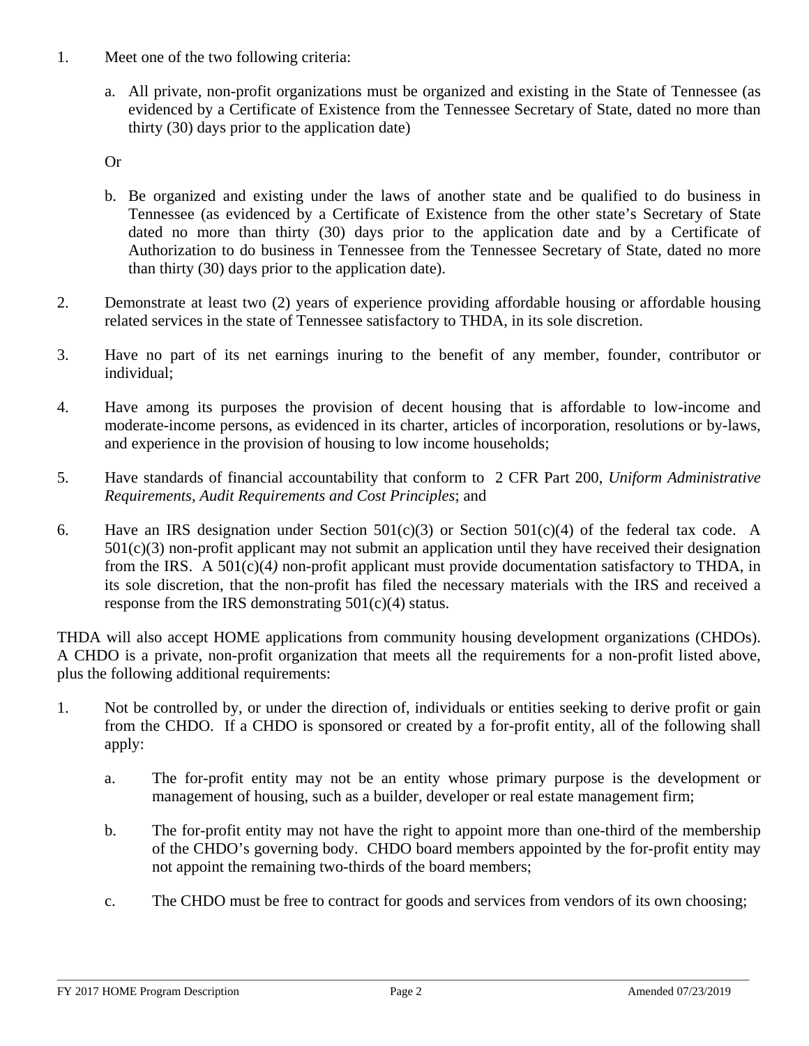1. Meet one of the two following criteria:

   a. All private, non-profit organizations must be organized and existing in the State of Tennessee (as evidenced by a Certificate of Existence from the Tennessee Secretary of State, dated no more than thirty (30) days prior to the application date)

   Or

   b. Be organized and existing under the laws of another state and be qualified to do business in Tennessee (as evidenced by a Certificate of Existence from the other state's Secretary of State dated no more than thirty (30) days prior to the application date and by a Certificate of Authorization to do business in Tennessee from the Tennessee Secretary of State, dated no more than thirty (30) days prior to the application date).

2. Demonstrate at least two (2) years of experience providing affordable housing or affordable housing related services in the state of Tennessee satisfactory to THDA, in its sole discretion.

3. Have no part of its net earnings inuring to the benefit of any member, founder, contributor or individual;

4. Have among its purposes the provision of decent housing that is affordable to low-income and moderate-income persons, as evidenced in its charter, articles of incorporation, resolutions or by-laws, and experience in the provision of housing to low income households;

5. Have standards of financial accountability that conform to 2 CFR Part 200, *Uniform Administrative Requirements, Audit Requirements and Cost Principles*; and

6. Have an IRS designation under Section 501(c)(3) or Section 501(c)(4) of the federal tax code. A 501(c)(3) non-profit applicant may not submit an application until they have received their designation from the IRS. A 501(c)(4) non-profit applicant must provide documentation satisfactory to THDA, in its sole discretion, that the non-profit has filed the necessary materials with the IRS and received a response from the IRS demonstrating 501(c)(4) status.

THDA will also accept HOME applications from community housing development organizations (CHDOs). A CHDO is a private, non-profit organization that meets all the requirements for a non-profit listed above, plus the following additional requirements:

1. Not be controlled by, or under the direction of, individuals or entities seeking to derive profit or gain from the CHDO. If a CHDO is sponsored or created by a for-profit entity, all of the following shall apply:

   a. The for-profit entity may not be an entity whose primary purpose is the development or management of housing, such as a builder, developer or real estate management firm;

   b. The for-profit entity may not have the right to appoint more than one-third of the membership of the CHDO's governing body. CHDO board members appointed by the for-profit entity may not appoint the remaining two-thirds of the board members;

   c. The CHDO must be free to contract for goods and services from vendors of its own choosing;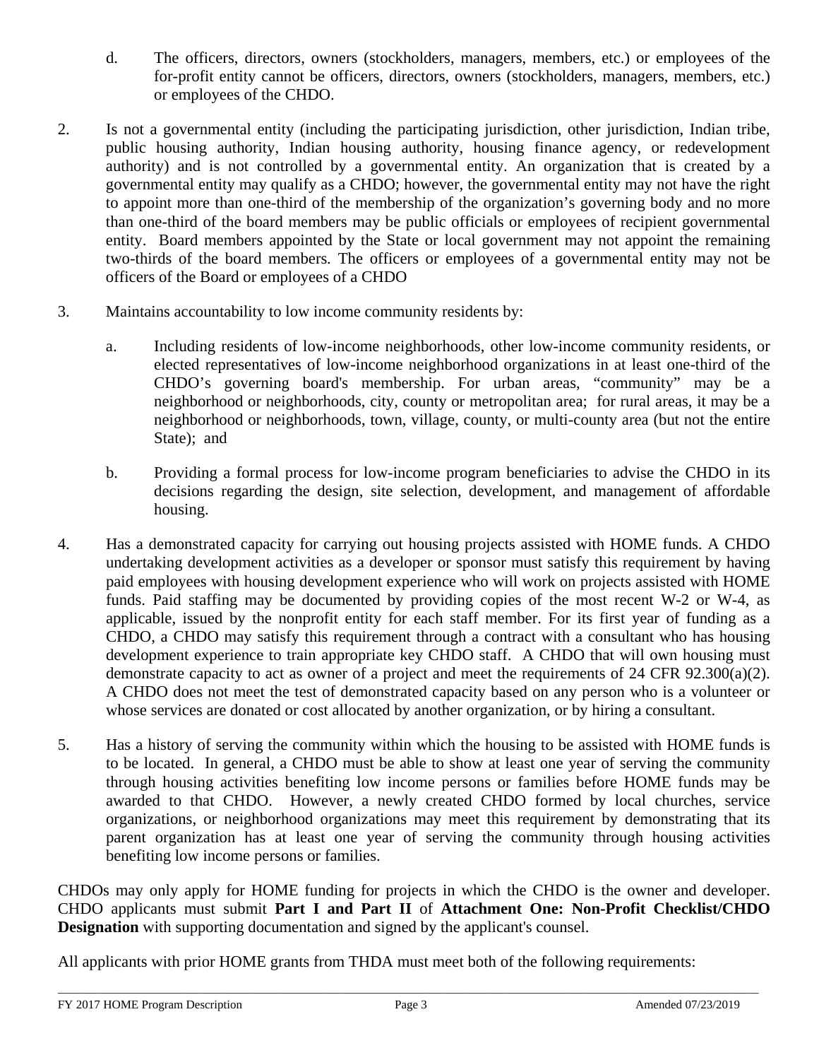d. The officers, directors, owners (stockholders, managers, members, etc.) or employees of the for-profit entity cannot be officers, directors, owners (stockholders, managers, members, etc.) or employees of the CHDO.

2. Is not a governmental entity (including the participating jurisdiction, other jurisdiction, Indian tribe, public housing authority, Indian housing authority, housing finance agency, or redevelopment authority) and is not controlled by a governmental entity. An organization that is created by a governmental entity may qualify as a CHDO; however, the governmental entity may not have the right to appoint more than one-third of the membership of the organization's governing body and no more than one-third of the board members may be public officials or employees of recipient governmental entity. Board members appointed by the State or local government may not appoint the remaining two-thirds of the board members. The officers or employees of a governmental entity may not be officers of the Board or employees of a CHDO

3. Maintains accountability to low income community residents by:

   a. Including residents of low-income neighborhoods, other low-income community residents, or elected representatives of low-income neighborhood organizations in at least one-third of the CHDO's governing board's membership. For urban areas, "community" may be a neighborhood or neighborhoods, city, county or metropolitan area; for rural areas, it may be a neighborhood or neighborhoods, town, village, county, or multi-county area (but not the entire State); and

   b. Providing a formal process for low-income program beneficiaries to advise the CHDO in its decisions regarding the design, site selection, development, and management of affordable housing.

4. Has a demonstrated capacity for carrying out housing projects assisted with HOME funds. A CHDO undertaking development activities as a developer or sponsor must satisfy this requirement by having paid employees with housing development experience who will work on projects assisted with HOME funds. Paid staffing may be documented by providing copies of the most recent W-2 or W-4, as applicable, issued by the nonprofit entity for each staff member. For its first year of funding as a CHDO, a CHDO may satisfy this requirement through a contract with a consultant who has housing development experience to train appropriate key CHDO staff. A CHDO that will own housing must demonstrate capacity to act as owner of a project and meet the requirements of 24 CFR 92.300(a)(2). A CHDO does not meet the test of demonstrated capacity based on any person who is a volunteer or whose services are donated or cost allocated by another organization, or by hiring a consultant.

5. Has a history of serving the community within which the housing to be assisted with HOME funds is to be located. In general, a CHDO must be able to show at least one year of serving the community through housing activities benefiting low income persons or families before HOME funds may be awarded to that CHDO. However, a newly created CHDO formed by local churches, service organizations, or neighborhood organizations may meet this requirement by demonstrating that its parent organization has at least one year of serving the community through housing activities benefiting low income persons or families.

CHDOs may only apply for HOME funding for projects in which the CHDO is the owner and developer. CHDO applicants must submit **Part I and Part II** of **Attachment One: Non-Profit Checklist/CHDO Designation** with supporting documentation and signed by the applicant's counsel.

All applicants with prior HOME grants from THDA must meet both of the following requirements: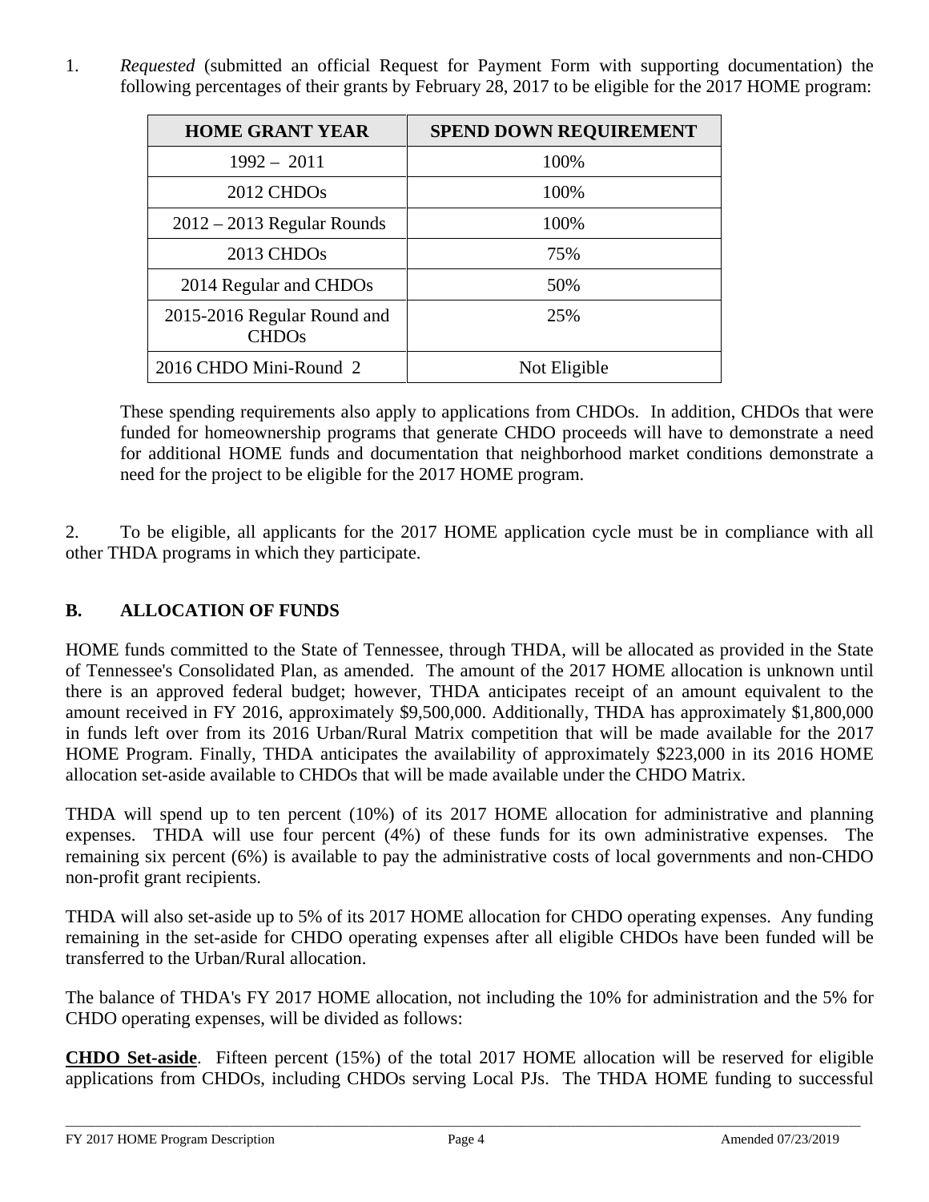1. *Requested* (submitted an official Request for Payment Form with supporting documentation) the following percentages of their grants by February 28, 2017 to be eligible for the 2017 HOME program:

| HOME GRANT YEAR | SPEND DOWN REQUIREMENT |
|---|---|
| 1992 – 2011 | 100% |
| 2012 CHDOs | 100% |
| 2012 – 2013 Regular Rounds | 100% |
| 2013 CHDOs | 75% |
| 2014 Regular and CHDOs | 50% |
| 2015-2016 Regular Round and CHDOs | 25% |
| 2016 CHDO Mini-Round 2 | Not Eligible |

These spending requirements also apply to applications from CHDOs. In addition, CHDOs that were funded for homeownership programs that generate CHDO proceeds will have to demonstrate a need for additional HOME funds and documentation that neighborhood market conditions demonstrate a need for the project to be eligible for the 2017 HOME program.

2. To be eligible, all applicants for the 2017 HOME application cycle must be in compliance with all other THDA programs in which they participate.

## B. ALLOCATION OF FUNDS

HOME funds committed to the State of Tennessee, through THDA, will be allocated as provided in the State of Tennessee's Consolidated Plan, as amended. The amount of the 2017 HOME allocation is unknown until there is an approved federal budget; however, THDA anticipates receipt of an amount equivalent to the amount received in FY 2016, approximately $9,500,000. Additionally, THDA has approximately $1,800,000 in funds left over from its 2016 Urban/Rural Matrix competition that will be made available for the 2017 HOME Program. Finally, THDA anticipates the availability of approximately $223,000 in its 2016 HOME allocation set-aside available to CHDOs that will be made available under the CHDO Matrix.

THDA will spend up to ten percent (10%) of its 2017 HOME allocation for administrative and planning expenses. THDA will use four percent (4%) of these funds for its own administrative expenses. The remaining six percent (6%) is available to pay the administrative costs of local governments and non-CHDO non-profit grant recipients.

THDA will also set-aside up to 5% of its 2017 HOME allocation for CHDO operating expenses. Any funding remaining in the set-aside for CHDO operating expenses after all eligible CHDOs have been funded will be transferred to the Urban/Rural allocation.

The balance of THDA's FY 2017 HOME allocation, not including the 10% for administration and the 5% for CHDO operating expenses, will be divided as follows:

**CHDO Set-aside**. Fifteen percent (15%) of the total 2017 HOME allocation will be reserved for eligible applications from CHDOs, including CHDOs serving Local PJs. The THDA HOME funding to successful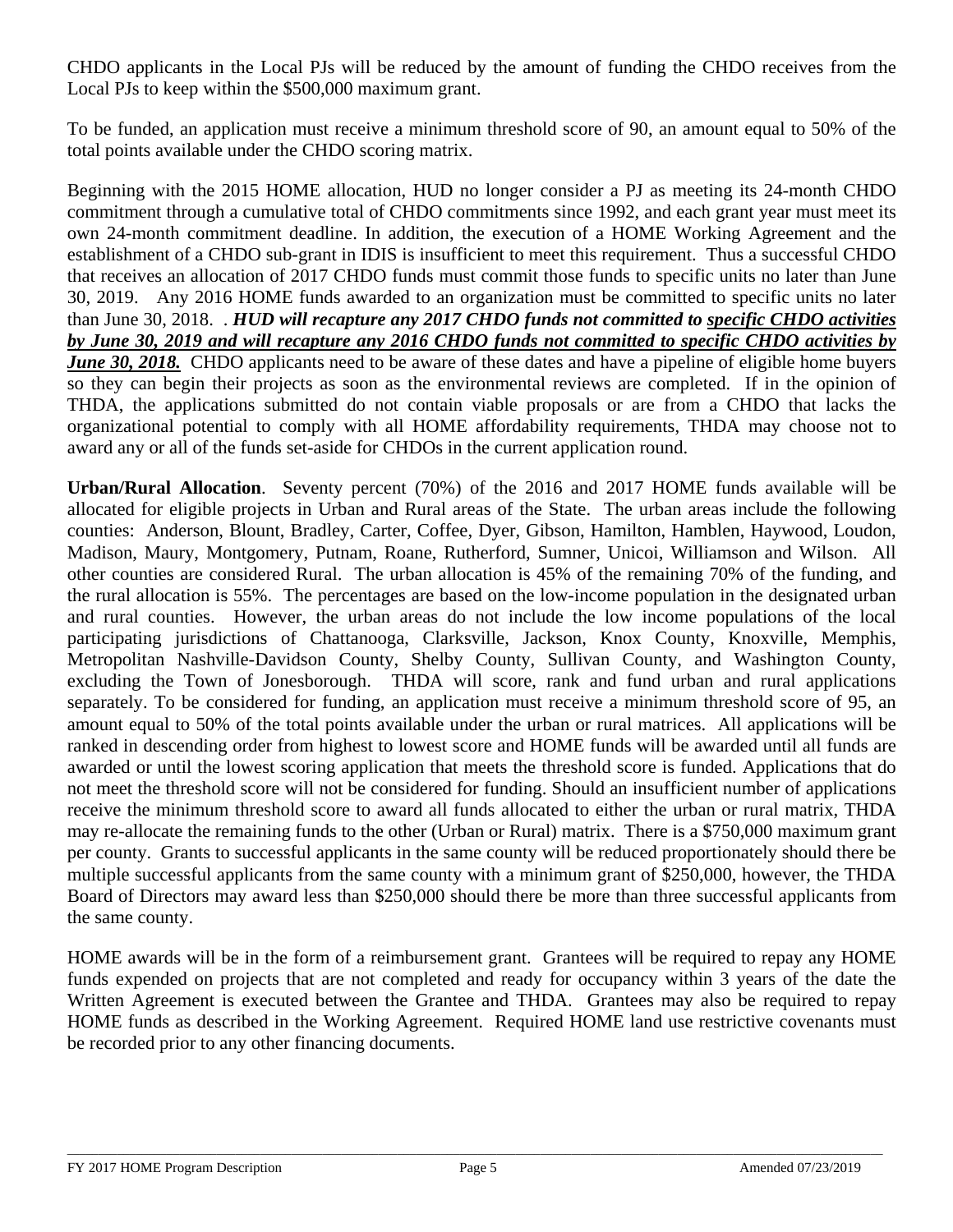CHDO applicants in the Local PJs will be reduced by the amount of funding the CHDO receives from the Local PJs to keep within the $500,000 maximum grant.

To be funded, an application must receive a minimum threshold score of 90, an amount equal to 50% of the total points available under the CHDO scoring matrix.

Beginning with the 2015 HOME allocation, HUD no longer consider a PJ as meeting its 24-month CHDO commitment through a cumulative total of CHDO commitments since 1992, and each grant year must meet its own 24-month commitment deadline. In addition, the execution of a HOME Working Agreement and the establishment of a CHDO sub-grant in IDIS is insufficient to meet this requirement. Thus a successful CHDO that receives an allocation of 2017 CHDO funds must commit those funds to specific units no later than June 30, 2019. Any 2016 HOME funds awarded to an organization must be committed to specific units no later than June 30, 2018. . ***HUD will recapture any 2017 CHDO funds not committed to <u>specific CHDO activities</u> <u>by June 30, 2019 and will recapture any 2016 CHDO funds not committed to specific CHDO activities by</u> <u>June 30, 2018.</u>*** CHDO applicants need to be aware of these dates and have a pipeline of eligible home buyers so they can begin their projects as soon as the environmental reviews are completed. If in the opinion of THDA, the applications submitted do not contain viable proposals or are from a CHDO that lacks the organizational potential to comply with all HOME affordability requirements, THDA may choose not to award any or all of the funds set-aside for CHDOs in the current application round.

**Urban/Rural Allocation**. Seventy percent (70%) of the 2016 and 2017 HOME funds available will be allocated for eligible projects in Urban and Rural areas of the State. The urban areas include the following counties: Anderson, Blount, Bradley, Carter, Coffee, Dyer, Gibson, Hamilton, Hamblen, Haywood, Loudon, Madison, Maury, Montgomery, Putnam, Roane, Rutherford, Sumner, Unicoi, Williamson and Wilson. All other counties are considered Rural. The urban allocation is 45% of the remaining 70% of the funding, and the rural allocation is 55%. The percentages are based on the low-income population in the designated urban and rural counties. However, the urban areas do not include the low income populations of the local participating jurisdictions of Chattanooga, Clarksville, Jackson, Knox County, Knoxville, Memphis, Metropolitan Nashville-Davidson County, Shelby County, Sullivan County, and Washington County, excluding the Town of Jonesborough. THDA will score, rank and fund urban and rural applications separately. To be considered for funding, an application must receive a minimum threshold score of 95, an amount equal to 50% of the total points available under the urban or rural matrices. All applications will be ranked in descending order from highest to lowest score and HOME funds will be awarded until all funds are awarded or until the lowest scoring application that meets the threshold score is funded. Applications that do not meet the threshold score will not be considered for funding. Should an insufficient number of applications receive the minimum threshold score to award all funds allocated to either the urban or rural matrix, THDA may re-allocate the remaining funds to the other (Urban or Rural) matrix. There is a $750,000 maximum grant per county. Grants to successful applicants in the same county will be reduced proportionately should there be multiple successful applicants from the same county with a minimum grant of $250,000, however, the THDA Board of Directors may award less than $250,000 should there be more than three successful applicants from the same county.

HOME awards will be in the form of a reimbursement grant. Grantees will be required to repay any HOME funds expended on projects that are not completed and ready for occupancy within 3 years of the date the Written Agreement is executed between the Grantee and THDA. Grantees may also be required to repay HOME funds as described in the Working Agreement. Required HOME land use restrictive covenants must be recorded prior to any other financing documents.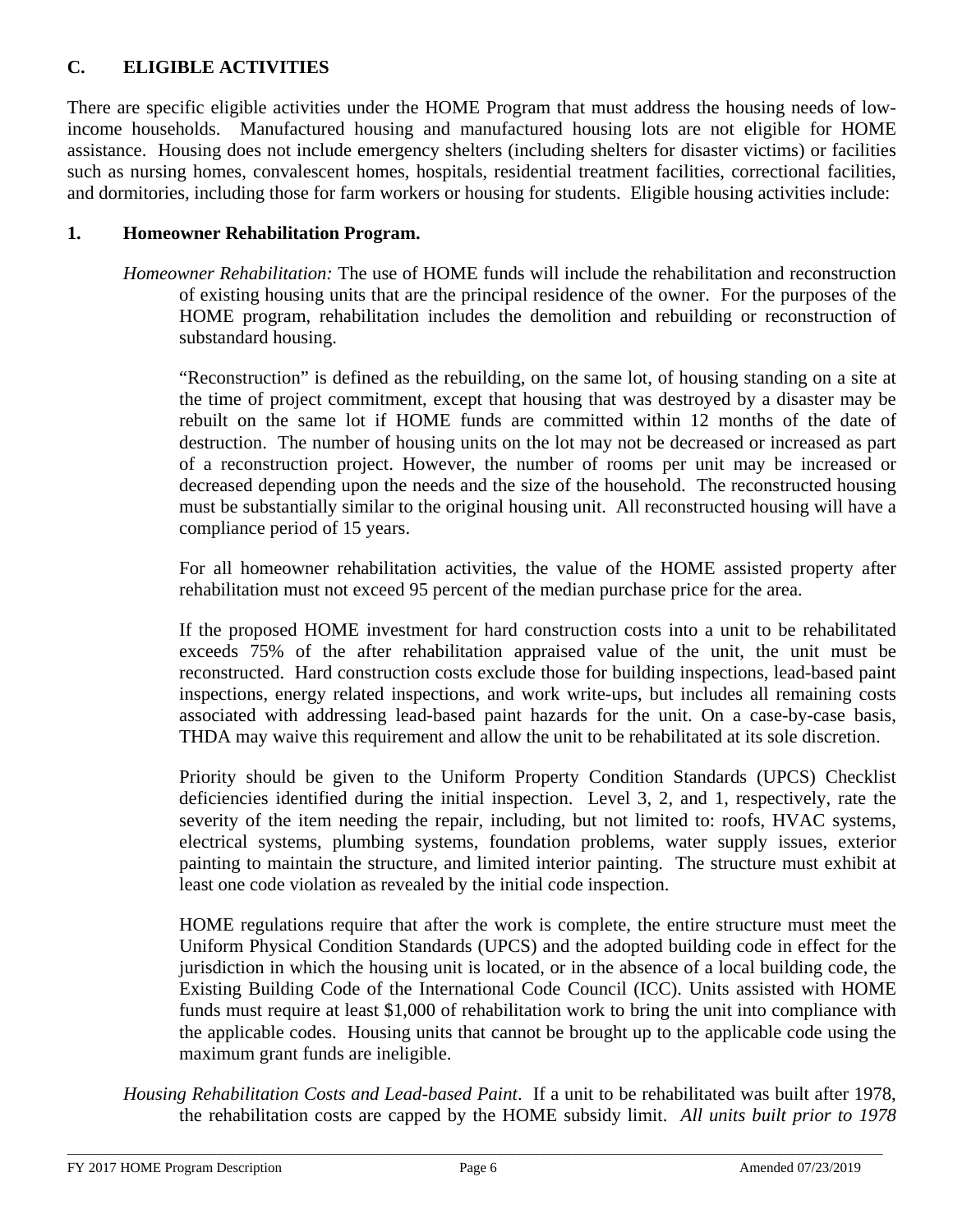## C. ELIGIBLE ACTIVITIES

There are specific eligible activities under the HOME Program that must address the housing needs of low-income households. Manufactured housing and manufactured housing lots are not eligible for HOME assistance. Housing does not include emergency shelters (including shelters for disaster victims) or facilities such as nursing homes, convalescent homes, hospitals, residential treatment facilities, correctional facilities, and dormitories, including those for farm workers or housing for students. Eligible housing activities include:

### 1. Homeowner Rehabilitation Program.

*Homeowner Rehabilitation:* The use of HOME funds will include the rehabilitation and reconstruction of existing housing units that are the principal residence of the owner. For the purposes of the HOME program, rehabilitation includes the demolition and rebuilding or reconstruction of substandard housing.

"Reconstruction" is defined as the rebuilding, on the same lot, of housing standing on a site at the time of project commitment, except that housing that was destroyed by a disaster may be rebuilt on the same lot if HOME funds are committed within 12 months of the date of destruction. The number of housing units on the lot may not be decreased or increased as part of a reconstruction project. However, the number of rooms per unit may be increased or decreased depending upon the needs and the size of the household. The reconstructed housing must be substantially similar to the original housing unit. All reconstructed housing will have a compliance period of 15 years.

For all homeowner rehabilitation activities, the value of the HOME assisted property after rehabilitation must not exceed 95 percent of the median purchase price for the area.

If the proposed HOME investment for hard construction costs into a unit to be rehabilitated exceeds 75% of the after rehabilitation appraised value of the unit, the unit must be reconstructed. Hard construction costs exclude those for building inspections, lead-based paint inspections, energy related inspections, and work write-ups, but includes all remaining costs associated with addressing lead-based paint hazards for the unit. On a case-by-case basis, THDA may waive this requirement and allow the unit to be rehabilitated at its sole discretion.

Priority should be given to the Uniform Property Condition Standards (UPCS) Checklist deficiencies identified during the initial inspection. Level 3, 2, and 1, respectively, rate the severity of the item needing the repair, including, but not limited to: roofs, HVAC systems, electrical systems, plumbing systems, foundation problems, water supply issues, exterior painting to maintain the structure, and limited interior painting. The structure must exhibit at least one code violation as revealed by the initial code inspection.

HOME regulations require that after the work is complete, the entire structure must meet the Uniform Physical Condition Standards (UPCS) and the adopted building code in effect for the jurisdiction in which the housing unit is located, or in the absence of a local building code, the Existing Building Code of the International Code Council (ICC). Units assisted with HOME funds must require at least $1,000 of rehabilitation work to bring the unit into compliance with the applicable codes. Housing units that cannot be brought up to the applicable code using the maximum grant funds are ineligible.

*Housing Rehabilitation Costs and Lead-based Paint*. If a unit to be rehabilitated was built after 1978, the rehabilitation costs are capped by the HOME subsidy limit. *All units built prior to 1978*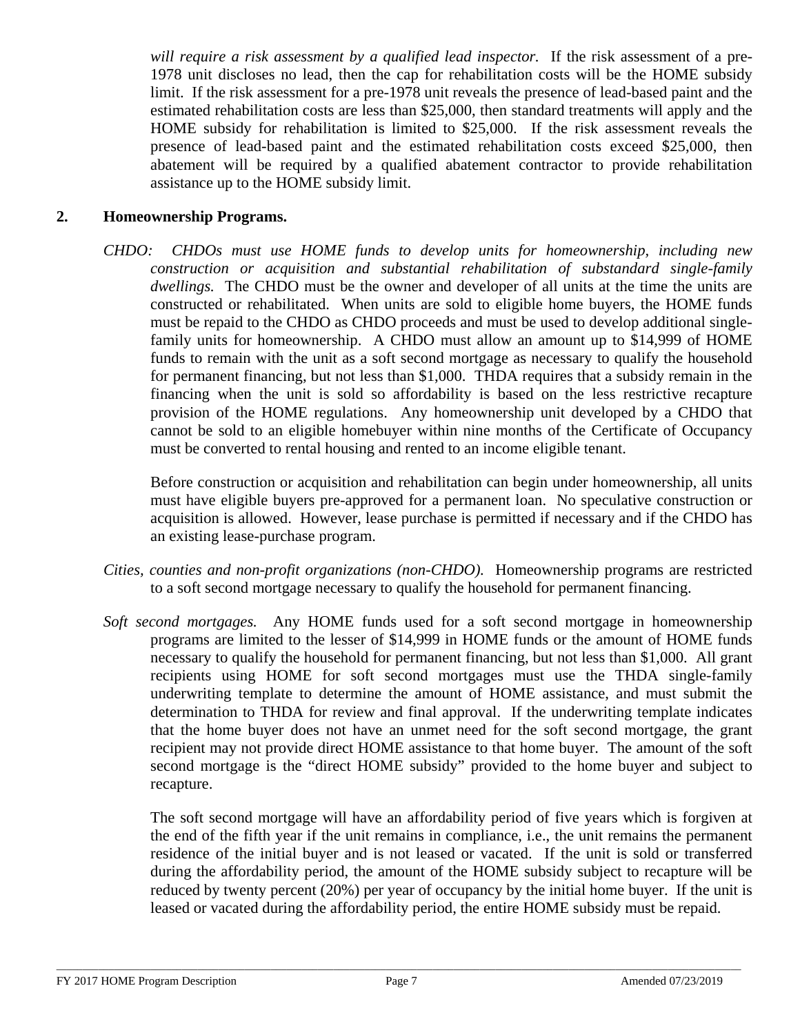*will require a risk assessment by a qualified lead inspector.* If the risk assessment of a pre-1978 unit discloses no lead, then the cap for rehabilitation costs will be the HOME subsidy limit. If the risk assessment for a pre-1978 unit reveals the presence of lead-based paint and the estimated rehabilitation costs are less than $25,000, then standard treatments will apply and the HOME subsidy for rehabilitation is limited to $25,000. If the risk assessment reveals the presence of lead-based paint and the estimated rehabilitation costs exceed $25,000, then abatement will be required by a qualified abatement contractor to provide rehabilitation assistance up to the HOME subsidy limit.

## 2. Homeownership Programs.

*CHDO: CHDOs must use HOME funds to develop units for homeownership, including new construction or acquisition and substantial rehabilitation of substandard single-family dwellings.* The CHDO must be the owner and developer of all units at the time the units are constructed or rehabilitated. When units are sold to eligible home buyers, the HOME funds must be repaid to the CHDO as CHDO proceeds and must be used to develop additional single-family units for homeownership. A CHDO must allow an amount up to $14,999 of HOME funds to remain with the unit as a soft second mortgage as necessary to qualify the household for permanent financing, but not less than $1,000. THDA requires that a subsidy remain in the financing when the unit is sold so affordability is based on the less restrictive recapture provision of the HOME regulations. Any homeownership unit developed by a CHDO that cannot be sold to an eligible homebuyer within nine months of the Certificate of Occupancy must be converted to rental housing and rented to an income eligible tenant.

Before construction or acquisition and rehabilitation can begin under homeownership, all units must have eligible buyers pre-approved for a permanent loan. No speculative construction or acquisition is allowed. However, lease purchase is permitted if necessary and if the CHDO has an existing lease-purchase program.

*Cities, counties and non-profit organizations (non-CHDO).* Homeownership programs are restricted to a soft second mortgage necessary to qualify the household for permanent financing.

*Soft second mortgages.* Any HOME funds used for a soft second mortgage in homeownership programs are limited to the lesser of $14,999 in HOME funds or the amount of HOME funds necessary to qualify the household for permanent financing, but not less than $1,000. All grant recipients using HOME for soft second mortgages must use the THDA single-family underwriting template to determine the amount of HOME assistance, and must submit the determination to THDA for review and final approval. If the underwriting template indicates that the home buyer does not have an unmet need for the soft second mortgage, the grant recipient may not provide direct HOME assistance to that home buyer. The amount of the soft second mortgage is the "direct HOME subsidy" provided to the home buyer and subject to recapture.

The soft second mortgage will have an affordability period of five years which is forgiven at the end of the fifth year if the unit remains in compliance, i.e., the unit remains the permanent residence of the initial buyer and is not leased or vacated. If the unit is sold or transferred during the affordability period, the amount of the HOME subsidy subject to recapture will be reduced by twenty percent (20%) per year of occupancy by the initial home buyer. If the unit is leased or vacated during the affordability period, the entire HOME subsidy must be repaid.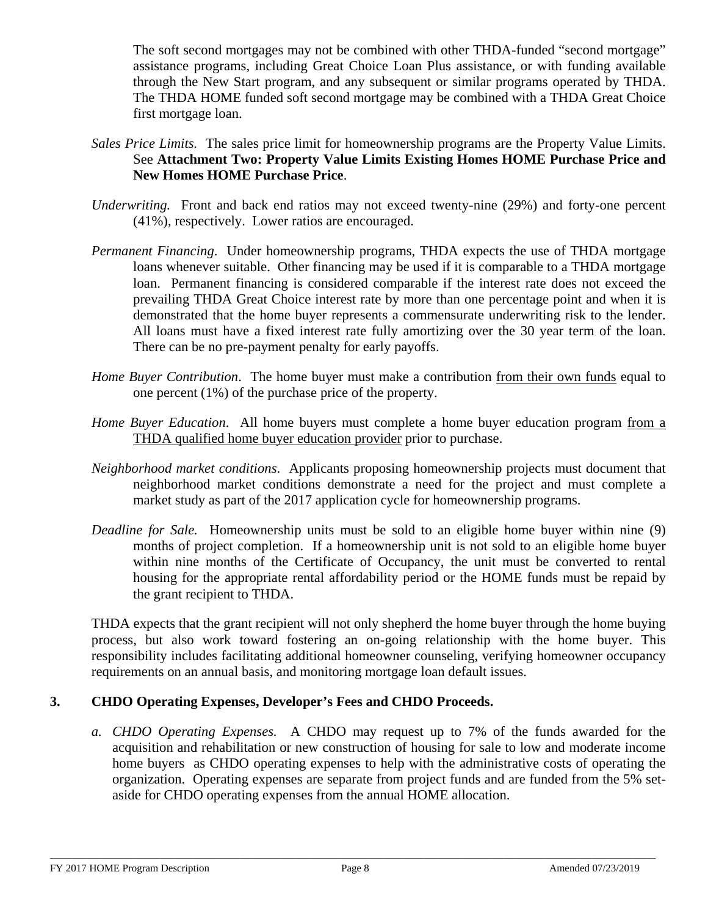The soft second mortgages may not be combined with other THDA-funded "second mortgage" assistance programs, including Great Choice Loan Plus assistance, or with funding available through the New Start program, and any subsequent or similar programs operated by THDA. The THDA HOME funded soft second mortgage may be combined with a THDA Great Choice first mortgage loan.

*Sales Price Limits.* The sales price limit for homeownership programs are the Property Value Limits. See **Attachment Two: Property Value Limits Existing Homes HOME Purchase Price and New Homes HOME Purchase Price**.

*Underwriting.* Front and back end ratios may not exceed twenty-nine (29%) and forty-one percent (41%), respectively. Lower ratios are encouraged.

*Permanent Financing.* Under homeownership programs, THDA expects the use of THDA mortgage loans whenever suitable. Other financing may be used if it is comparable to a THDA mortgage loan. Permanent financing is considered comparable if the interest rate does not exceed the prevailing THDA Great Choice interest rate by more than one percentage point and when it is demonstrated that the home buyer represents a commensurate underwriting risk to the lender. All loans must have a fixed interest rate fully amortizing over the 30 year term of the loan. There can be no pre-payment penalty for early payoffs.

*Home Buyer Contribution.* The home buyer must make a contribution from their own funds equal to one percent (1%) of the purchase price of the property.

*Home Buyer Education.* All home buyers must complete a home buyer education program from a THDA qualified home buyer education provider prior to purchase.

*Neighborhood market conditions.* Applicants proposing homeownership projects must document that neighborhood market conditions demonstrate a need for the project and must complete a market study as part of the 2017 application cycle for homeownership programs.

*Deadline for Sale.* Homeownership units must be sold to an eligible home buyer within nine (9) months of project completion. If a homeownership unit is not sold to an eligible home buyer within nine months of the Certificate of Occupancy, the unit must be converted to rental housing for the appropriate rental affordability period or the HOME funds must be repaid by the grant recipient to THDA.

THDA expects that the grant recipient will not only shepherd the home buyer through the home buying process, but also work toward fostering an on-going relationship with the home buyer. This responsibility includes facilitating additional homeowner counseling, verifying homeowner occupancy requirements on an annual basis, and monitoring mortgage loan default issues.

## 3. CHDO Operating Expenses, Developer's Fees and CHDO Proceeds.

*a. CHDO Operating Expenses.* A CHDO may request up to 7% of the funds awarded for the acquisition and rehabilitation or new construction of housing for sale to low and moderate income home buyers as CHDO operating expenses to help with the administrative costs of operating the organization. Operating expenses are separate from project funds and are funded from the 5% set-aside for CHDO operating expenses from the annual HOME allocation.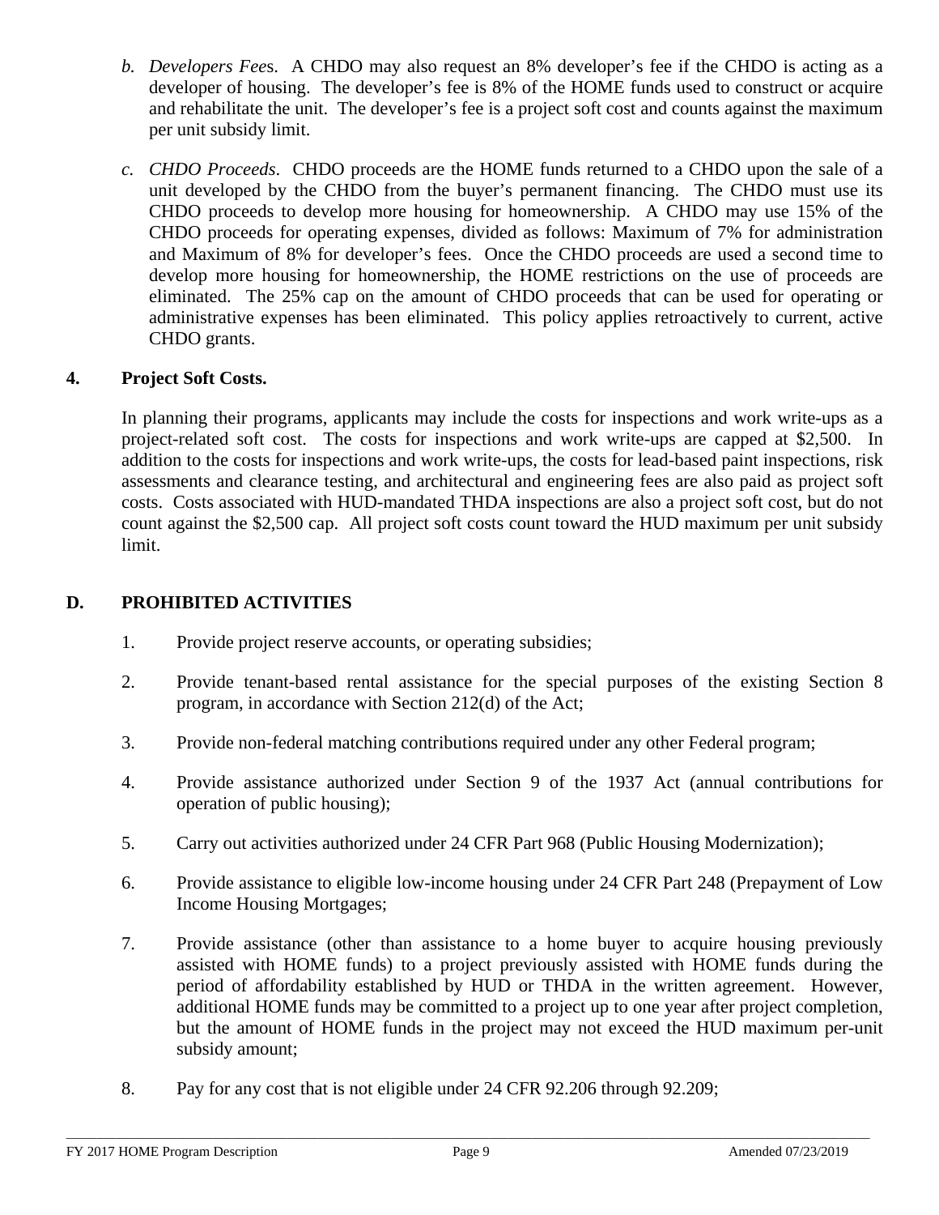b. *Developers Fees*. A CHDO may also request an 8% developer's fee if the CHDO is acting as a developer of housing. The developer's fee is 8% of the HOME funds used to construct or acquire and rehabilitate the unit. The developer's fee is a project soft cost and counts against the maximum per unit subsidy limit.

c. *CHDO Proceeds*. CHDO proceeds are the HOME funds returned to a CHDO upon the sale of a unit developed by the CHDO from the buyer's permanent financing. The CHDO must use its CHDO proceeds to develop more housing for homeownership. A CHDO may use 15% of the CHDO proceeds for operating expenses, divided as follows: Maximum of 7% for administration and Maximum of 8% for developer's fees. Once the CHDO proceeds are used a second time to develop more housing for homeownership, the HOME restrictions on the use of proceeds are eliminated. The 25% cap on the amount of CHDO proceeds that can be used for operating or administrative expenses has been eliminated. This policy applies retroactively to current, active CHDO grants.

**4. Project Soft Costs.**

In planning their programs, applicants may include the costs for inspections and work write-ups as a project-related soft cost. The costs for inspections and work write-ups are capped at $2,500. In addition to the costs for inspections and work write-ups, the costs for lead-based paint inspections, risk assessments and clearance testing, and architectural and engineering fees are also paid as project soft costs. Costs associated with HUD-mandated THDA inspections are also a project soft cost, but do not count against the $2,500 cap. All project soft costs count toward the HUD maximum per unit subsidy limit.

## D. PROHIBITED ACTIVITIES

1. Provide project reserve accounts, or operating subsidies;

2. Provide tenant-based rental assistance for the special purposes of the existing Section 8 program, in accordance with Section 212(d) of the Act;

3. Provide non-federal matching contributions required under any other Federal program;

4. Provide assistance authorized under Section 9 of the 1937 Act (annual contributions for operation of public housing);

5. Carry out activities authorized under 24 CFR Part 968 (Public Housing Modernization);

6. Provide assistance to eligible low-income housing under 24 CFR Part 248 (Prepayment of Low Income Housing Mortgages;

7. Provide assistance (other than assistance to a home buyer to acquire housing previously assisted with HOME funds) to a project previously assisted with HOME funds during the period of affordability established by HUD or THDA in the written agreement. However, additional HOME funds may be committed to a project up to one year after project completion, but the amount of HOME funds in the project may not exceed the HUD maximum per-unit subsidy amount;

8. Pay for any cost that is not eligible under 24 CFR 92.206 through 92.209;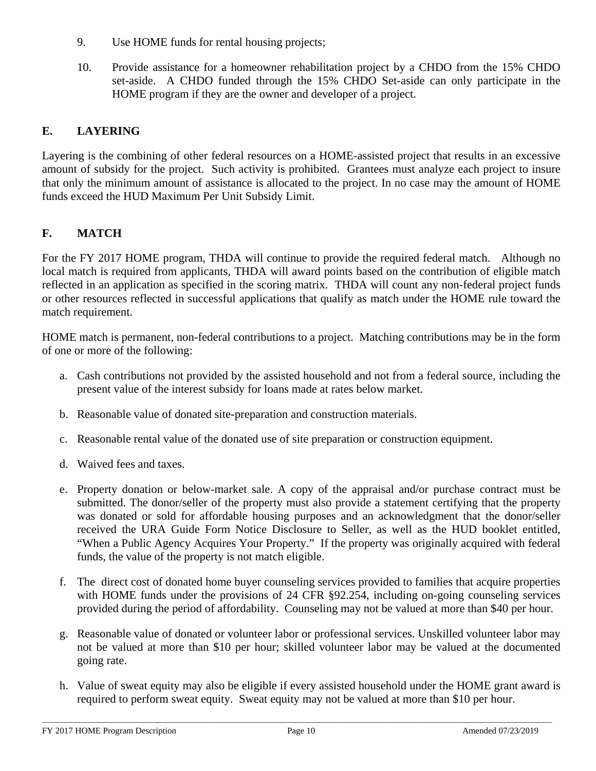9. Use HOME funds for rental housing projects;

10. Provide assistance for a homeowner rehabilitation project by a CHDO from the 15% CHDO set-aside. A CHDO funded through the 15% CHDO Set-aside can only participate in the HOME program if they are the owner and developer of a project.

## E. LAYERING

Layering is the combining of other federal resources on a HOME-assisted project that results in an excessive amount of subsidy for the project. Such activity is prohibited. Grantees must analyze each project to insure that only the minimum amount of assistance is allocated to the project. In no case may the amount of HOME funds exceed the HUD Maximum Per Unit Subsidy Limit.

## F. MATCH

For the FY 2017 HOME program, THDA will continue to provide the required federal match. Although no local match is required from applicants, THDA will award points based on the contribution of eligible match reflected in an application as specified in the scoring matrix. THDA will count any non-federal project funds or other resources reflected in successful applications that qualify as match under the HOME rule toward the match requirement.

HOME match is permanent, non-federal contributions to a project. Matching contributions may be in the form of one or more of the following:

a. Cash contributions not provided by the assisted household and not from a federal source, including the present value of the interest subsidy for loans made at rates below market.

b. Reasonable value of donated site-preparation and construction materials.

c. Reasonable rental value of the donated use of site preparation or construction equipment.

d. Waived fees and taxes.

e. Property donation or below-market sale. A copy of the appraisal and/or purchase contract must be submitted. The donor/seller of the property must also provide a statement certifying that the property was donated or sold for affordable housing purposes and an acknowledgment that the donor/seller received the URA Guide Form Notice Disclosure to Seller, as well as the HUD booklet entitled, "When a Public Agency Acquires Your Property." If the property was originally acquired with federal funds, the value of the property is not match eligible.

f. The direct cost of donated home buyer counseling services provided to families that acquire properties with HOME funds under the provisions of 24 CFR §92.254, including on-going counseling services provided during the period of affordability. Counseling may not be valued at more than $40 per hour.

g. Reasonable value of donated or volunteer labor or professional services. Unskilled volunteer labor may not be valued at more than $10 per hour; skilled volunteer labor may be valued at the documented going rate.

h. Value of sweat equity may also be eligible if every assisted household under the HOME grant award is required to perform sweat equity. Sweat equity may not be valued at more than $10 per hour.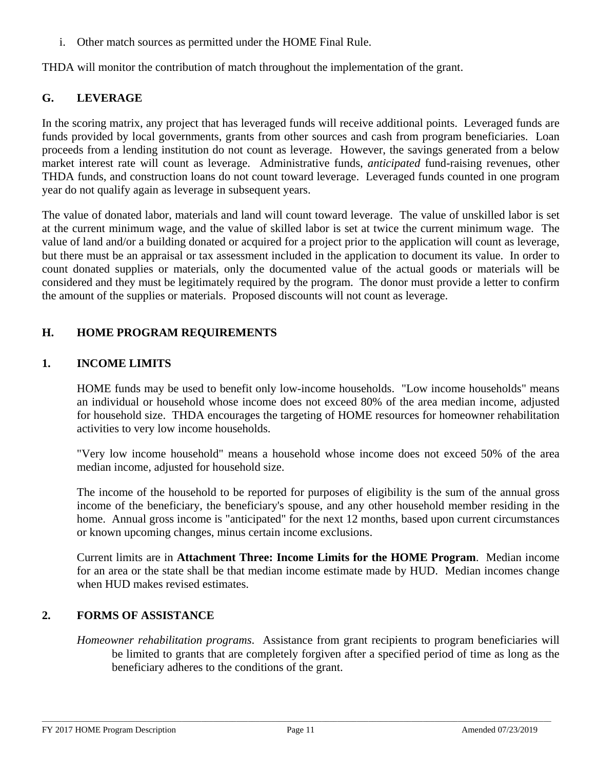i. Other match sources as permitted under the HOME Final Rule.

THDA will monitor the contribution of match throughout the implementation of the grant.

## G. LEVERAGE

In the scoring matrix, any project that has leveraged funds will receive additional points. Leveraged funds are funds provided by local governments, grants from other sources and cash from program beneficiaries. Loan proceeds from a lending institution do not count as leverage. However, the savings generated from a below market interest rate will count as leverage. Administrative funds, *anticipated* fund-raising revenues, other THDA funds, and construction loans do not count toward leverage. Leveraged funds counted in one program year do not qualify again as leverage in subsequent years.

The value of donated labor, materials and land will count toward leverage. The value of unskilled labor is set at the current minimum wage, and the value of skilled labor is set at twice the current minimum wage. The value of land and/or a building donated or acquired for a project prior to the application will count as leverage, but there must be an appraisal or tax assessment included in the application to document its value. In order to count donated supplies or materials, only the documented value of the actual goods or materials will be considered and they must be legitimately required by the program. The donor must provide a letter to confirm the amount of the supplies or materials. Proposed discounts will not count as leverage.

## H. HOME PROGRAM REQUIREMENTS

### 1. INCOME LIMITS

HOME funds may be used to benefit only low-income households. "Low income households" means an individual or household whose income does not exceed 80% of the area median income, adjusted for household size. THDA encourages the targeting of HOME resources for homeowner rehabilitation activities to very low income households.

"Very low income household" means a household whose income does not exceed 50% of the area median income, adjusted for household size.

The income of the household to be reported for purposes of eligibility is the sum of the annual gross income of the beneficiary, the beneficiary's spouse, and any other household member residing in the home. Annual gross income is "anticipated" for the next 12 months, based upon current circumstances or known upcoming changes, minus certain income exclusions.

Current limits are in **Attachment Three: Income Limits for the HOME Program**. Median income for an area or the state shall be that median income estimate made by HUD. Median incomes change when HUD makes revised estimates.

### 2. FORMS OF ASSISTANCE

*Homeowner rehabilitation programs*. Assistance from grant recipients to program beneficiaries will be limited to grants that are completely forgiven after a specified period of time as long as the beneficiary adheres to the conditions of the grant.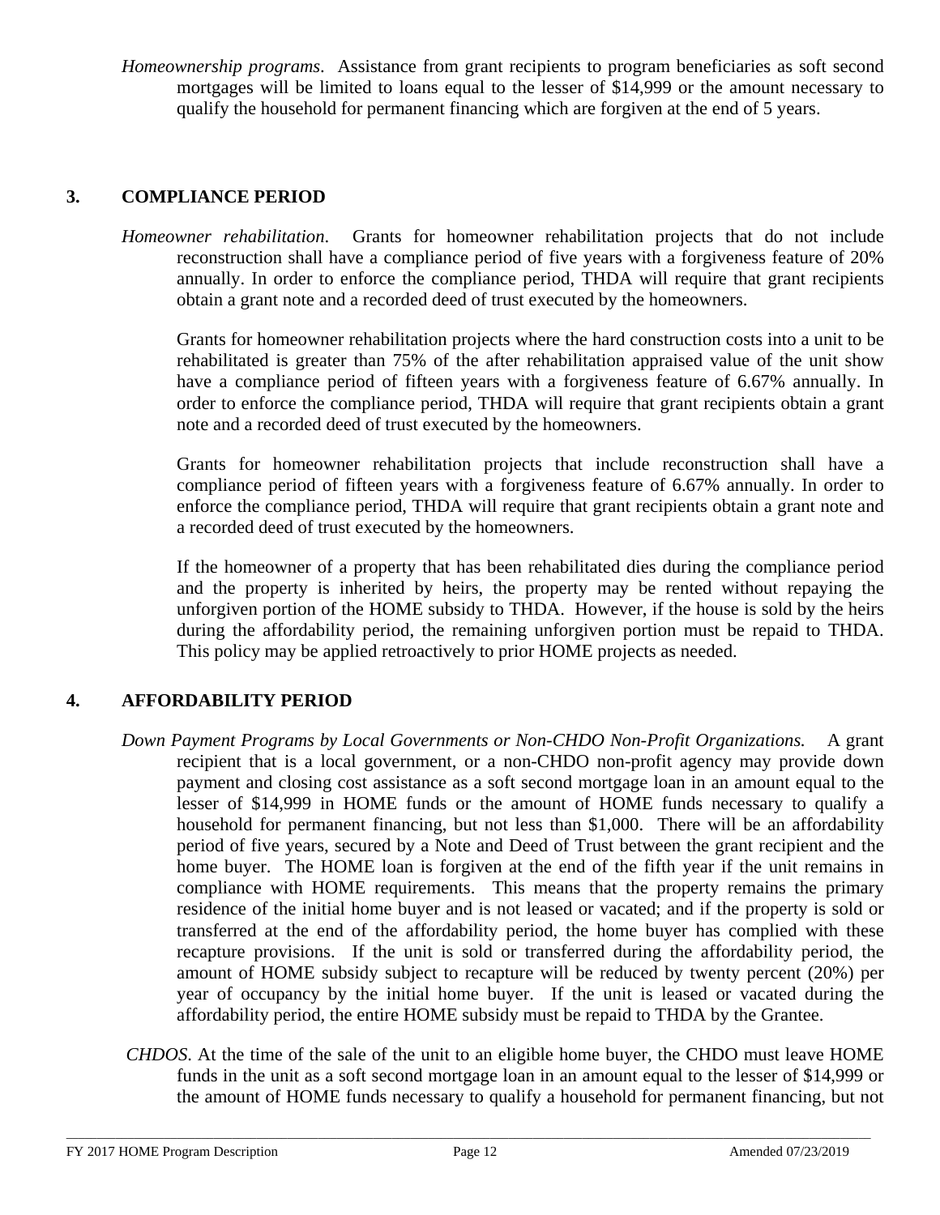*Homeownership programs*. Assistance from grant recipients to program beneficiaries as soft second mortgages will be limited to loans equal to the lesser of $14,999 or the amount necessary to qualify the household for permanent financing which are forgiven at the end of 5 years.

## 3. COMPLIANCE PERIOD

*Homeowner rehabilitation*. Grants for homeowner rehabilitation projects that do not include reconstruction shall have a compliance period of five years with a forgiveness feature of 20% annually. In order to enforce the compliance period, THDA will require that grant recipients obtain a grant note and a recorded deed of trust executed by the homeowners.

Grants for homeowner rehabilitation projects where the hard construction costs into a unit to be rehabilitated is greater than 75% of the after rehabilitation appraised value of the unit show have a compliance period of fifteen years with a forgiveness feature of 6.67% annually. In order to enforce the compliance period, THDA will require that grant recipients obtain a grant note and a recorded deed of trust executed by the homeowners.

Grants for homeowner rehabilitation projects that include reconstruction shall have a compliance period of fifteen years with a forgiveness feature of 6.67% annually. In order to enforce the compliance period, THDA will require that grant recipients obtain a grant note and a recorded deed of trust executed by the homeowners.

If the homeowner of a property that has been rehabilitated dies during the compliance period and the property is inherited by heirs, the property may be rented without repaying the unforgiven portion of the HOME subsidy to THDA. However, if the house is sold by the heirs during the affordability period, the remaining unforgiven portion must be repaid to THDA. This policy may be applied retroactively to prior HOME projects as needed.

## 4. AFFORDABILITY PERIOD

*Down Payment Programs by Local Governments or Non-CHDO Non-Profit Organizations.* A grant recipient that is a local government, or a non-CHDO non-profit agency may provide down payment and closing cost assistance as a soft second mortgage loan in an amount equal to the lesser of $14,999 in HOME funds or the amount of HOME funds necessary to qualify a household for permanent financing, but not less than $1,000. There will be an affordability period of five years, secured by a Note and Deed of Trust between the grant recipient and the home buyer. The HOME loan is forgiven at the end of the fifth year if the unit remains in compliance with HOME requirements. This means that the property remains the primary residence of the initial home buyer and is not leased or vacated; and if the property is sold or transferred at the end of the affordability period, the home buyer has complied with these recapture provisions. If the unit is sold or transferred during the affordability period, the amount of HOME subsidy subject to recapture will be reduced by twenty percent (20%) per year of occupancy by the initial home buyer. If the unit is leased or vacated during the affordability period, the entire HOME subsidy must be repaid to THDA by the Grantee.

*CHDOS*. At the time of the sale of the unit to an eligible home buyer, the CHDO must leave HOME funds in the unit as a soft second mortgage loan in an amount equal to the lesser of $14,999 or the amount of HOME funds necessary to qualify a household for permanent financing, but not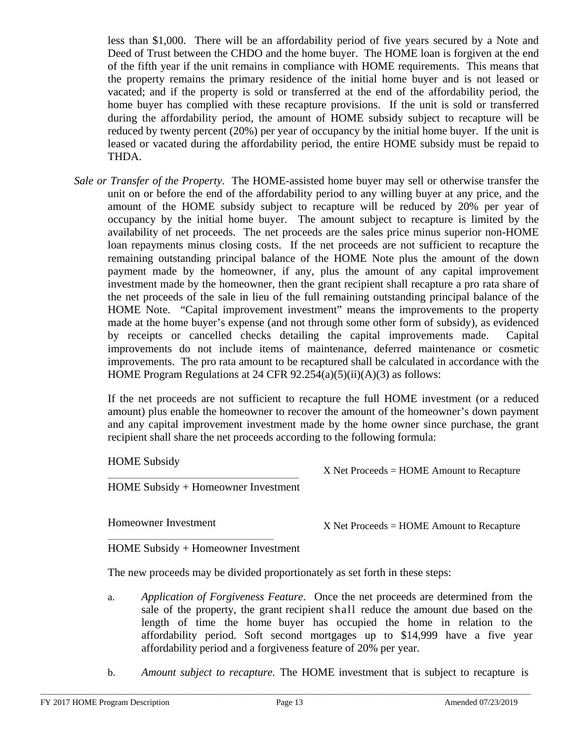less than $1,000. There will be an affordability period of five years secured by a Note and Deed of Trust between the CHDO and the home buyer. The HOME loan is forgiven at the end of the fifth year if the unit remains in compliance with HOME requirements. This means that the property remains the primary residence of the initial home buyer and is not leased or vacated; and if the property is sold or transferred at the end of the affordability period, the home buyer has complied with these recapture provisions. If the unit is sold or transferred during the affordability period, the amount of HOME subsidy subject to recapture will be reduced by twenty percent (20%) per year of occupancy by the initial home buyer. If the unit is leased or vacated during the affordability period, the entire HOME subsidy must be repaid to THDA.

*Sale or Transfer of the Property*. The HOME-assisted home buyer may sell or otherwise transfer the unit on or before the end of the affordability period to any willing buyer at any price, and the amount of the HOME subsidy subject to recapture will be reduced by 20% per year of occupancy by the initial home buyer. The amount subject to recapture is limited by the availability of net proceeds. The net proceeds are the sales price minus superior non-HOME loan repayments minus closing costs. If the net proceeds are not sufficient to recapture the remaining outstanding principal balance of the HOME Note plus the amount of the down payment made by the homeowner, if any, plus the amount of any capital improvement investment made by the homeowner, then the grant recipient shall recapture a pro rata share of the net proceeds of the sale in lieu of the full remaining outstanding principal balance of the HOME Note. "Capital improvement investment" means the improvements to the property made at the home buyer's expense (and not through some other form of subsidy), as evidenced by receipts or cancelled checks detailing the capital improvements made. Capital improvements do not include items of maintenance, deferred maintenance or cosmetic improvements. The pro rata amount to be recaptured shall be calculated in accordance with the HOME Program Regulations at 24 CFR 92.254(a)(5)(ii)(A)(3) as follows:

If the net proceeds are not sufficient to recapture the full HOME investment (or a reduced amount) plus enable the homeowner to recover the amount of the homeowner's down payment and any capital improvement investment made by the home owner since purchase, the grant recipient shall share the net proceeds according to the following formula:

$$\frac{\text{HOME Subsidy}}{\text{HOME Subsidy + Homeowner Investment}} \times \text{Net Proceeds} = \text{HOME Amount to Recapture}$$

$$\frac{\text{Homeowner Investment}}{\text{HOME Subsidy + Homeowner Investment}} \times \text{Net Proceeds} = \text{HOME Amount to Recapture}$$

The new proceeds may be divided proportionately as set forth in these steps:

a. *Application of Forgiveness Feature*. Once the net proceeds are determined from the sale of the property, the grant recipient shall reduce the amount due based on the length of time the home buyer has occupied the home in relation to the affordability period. Soft second mortgages up to $14,999 have a five year affordability period and a forgiveness feature of 20% per year.

b. *Amount subject to recapture.* The HOME investment that is subject to recapture is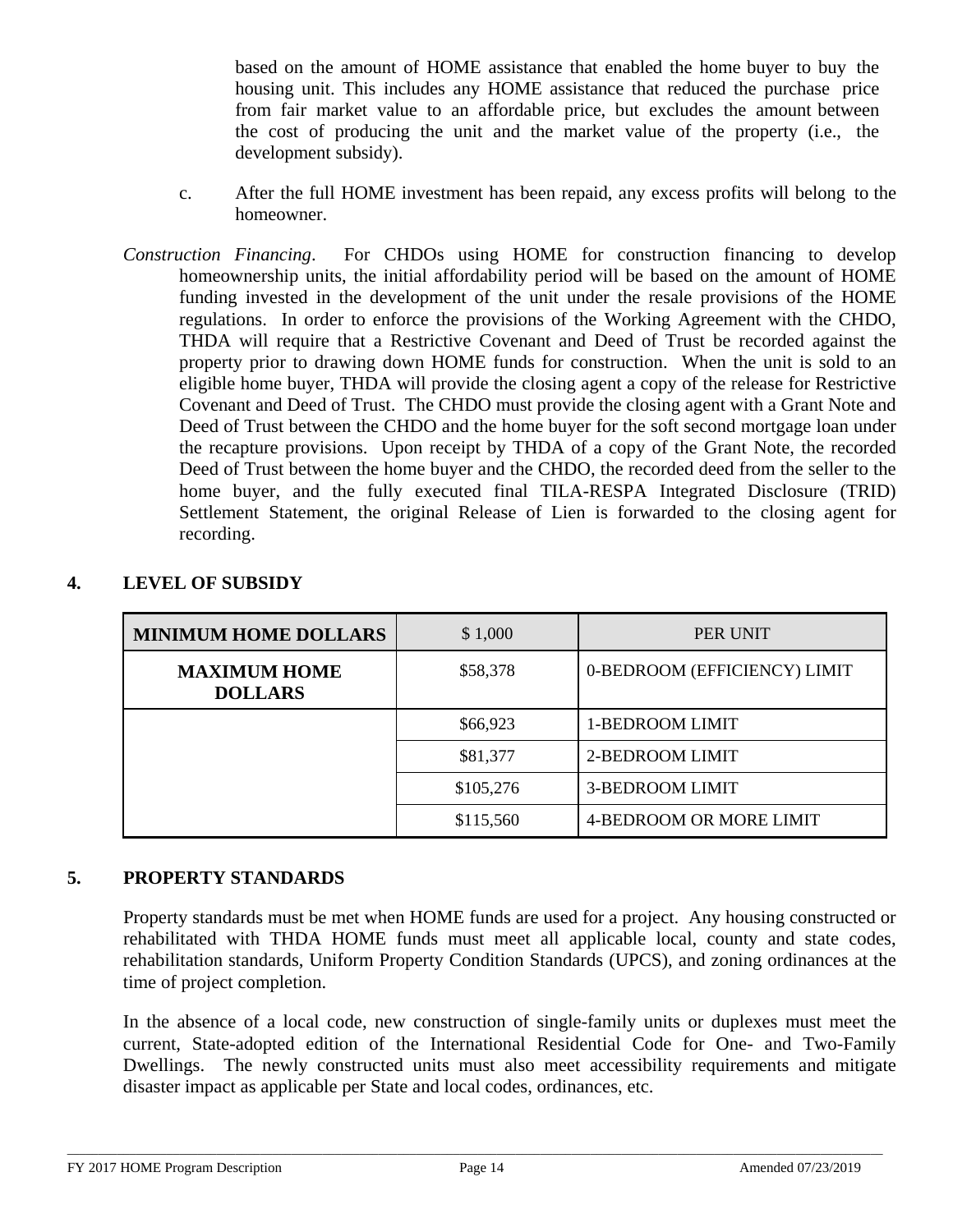based on the amount of HOME assistance that enabled the home buyer to buy the housing unit. This includes any HOME assistance that reduced the purchase price from fair market value to an affordable price, but excludes the amount between the cost of producing the unit and the market value of the property (i.e., the development subsidy).

c. After the full HOME investment has been repaid, any excess profits will belong to the homeowner.

*Construction Financing*. For CHDOs using HOME for construction financing to develop homeownership units, the initial affordability period will be based on the amount of HOME funding invested in the development of the unit under the resale provisions of the HOME regulations. In order to enforce the provisions of the Working Agreement with the CHDO, THDA will require that a Restrictive Covenant and Deed of Trust be recorded against the property prior to drawing down HOME funds for construction. When the unit is sold to an eligible home buyer, THDA will provide the closing agent a copy of the release for Restrictive Covenant and Deed of Trust. The CHDO must provide the closing agent with a Grant Note and Deed of Trust between the CHDO and the home buyer for the soft second mortgage loan under the recapture provisions. Upon receipt by THDA of a copy of the Grant Note, the recorded Deed of Trust between the home buyer and the CHDO, the recorded deed from the seller to the home buyer, and the fully executed final TILA-RESPA Integrated Disclosure (TRID) Settlement Statement, the original Release of Lien is forwarded to the closing agent for recording.

## 4. LEVEL OF SUBSIDY

| MINIMUM HOME DOLLARS | $ 1,000 | PER UNIT |
|---|---|---|
| **MAXIMUM HOME DOLLARS** | $58,378 | 0-BEDROOM (EFFICIENCY) LIMIT |
| | $66,923 | 1-BEDROOM LIMIT |
| | $81,377 | 2-BEDROOM LIMIT |
| | $105,276 | 3-BEDROOM LIMIT |
| | $115,560 | 4-BEDROOM OR MORE LIMIT |

## 5. PROPERTY STANDARDS

Property standards must be met when HOME funds are used for a project. Any housing constructed or rehabilitated with THDA HOME funds must meet all applicable local, county and state codes, rehabilitation standards, Uniform Property Condition Standards (UPCS), and zoning ordinances at the time of project completion.

In the absence of a local code, new construction of single-family units or duplexes must meet the current, State-adopted edition of the International Residential Code for One- and Two-Family Dwellings. The newly constructed units must also meet accessibility requirements and mitigate disaster impact as applicable per State and local codes, ordinances, etc.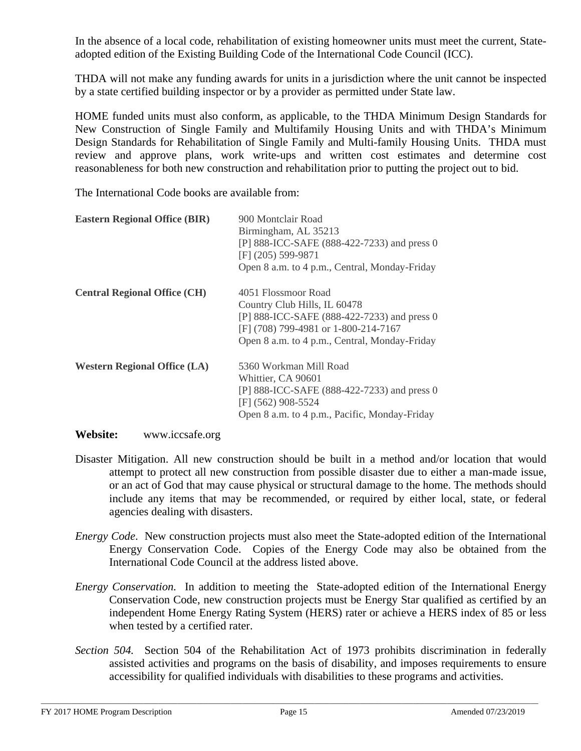In the absence of a local code, rehabilitation of existing homeowner units must meet the current, State-adopted edition of the Existing Building Code of the International Code Council (ICC).

THDA will not make any funding awards for units in a jurisdiction where the unit cannot be inspected by a state certified building inspector or by a provider as permitted under State law.

HOME funded units must also conform, as applicable, to the THDA Minimum Design Standards for New Construction of Single Family and Multifamily Housing Units and with THDA's Minimum Design Standards for Rehabilitation of Single Family and Multi-family Housing Units. THDA must review and approve plans, work write-ups and written cost estimates and determine cost reasonableness for both new construction and rehabilitation prior to putting the project out to bid.

The International Code books are available from:

| | |
|---|---|
| **Eastern Regional Office (BIR)** | 900 Montclair Road<br>Birmingham, AL 35213<br>[P] 888-ICC-SAFE (888-422-7233) and press 0<br>[F] (205) 599-9871<br>Open 8 a.m. to 4 p.m., Central, Monday-Friday |
| **Central Regional Office (CH)** | 4051 Flossmoor Road<br>Country Club Hills, IL 60478<br>[P] 888-ICC-SAFE (888-422-7233) and press 0<br>[F] (708) 799-4981 or 1-800-214-7167<br>Open 8 a.m. to 4 p.m., Central, Monday-Friday |
| **Western Regional Office (LA)** | 5360 Workman Mill Road<br>Whittier, CA 90601<br>[P] 888-ICC-SAFE (888-422-7233) and press 0<br>[F] (562) 908-5524<br>Open 8 a.m. to 4 p.m., Pacific, Monday-Friday |

**Website:** www.iccsafe.org

Disaster Mitigation. All new construction should be built in a method and/or location that would attempt to protect all new construction from possible disaster due to either a man-made issue, or an act of God that may cause physical or structural damage to the home. The methods should include any items that may be recommended, or required by either local, state, or federal agencies dealing with disasters.

*Energy Code*. New construction projects must also meet the State-adopted edition of the International Energy Conservation Code. Copies of the Energy Code may also be obtained from the International Code Council at the address listed above.

*Energy Conservation.* In addition to meeting the State-adopted edition of the International Energy Conservation Code, new construction projects must be Energy Star qualified as certified by an independent Home Energy Rating System (HERS) rater or achieve a HERS index of 85 or less when tested by a certified rater.

*Section 504.* Section 504 of the Rehabilitation Act of 1973 prohibits discrimination in federally assisted activities and programs on the basis of disability, and imposes requirements to ensure accessibility for qualified individuals with disabilities to these programs and activities.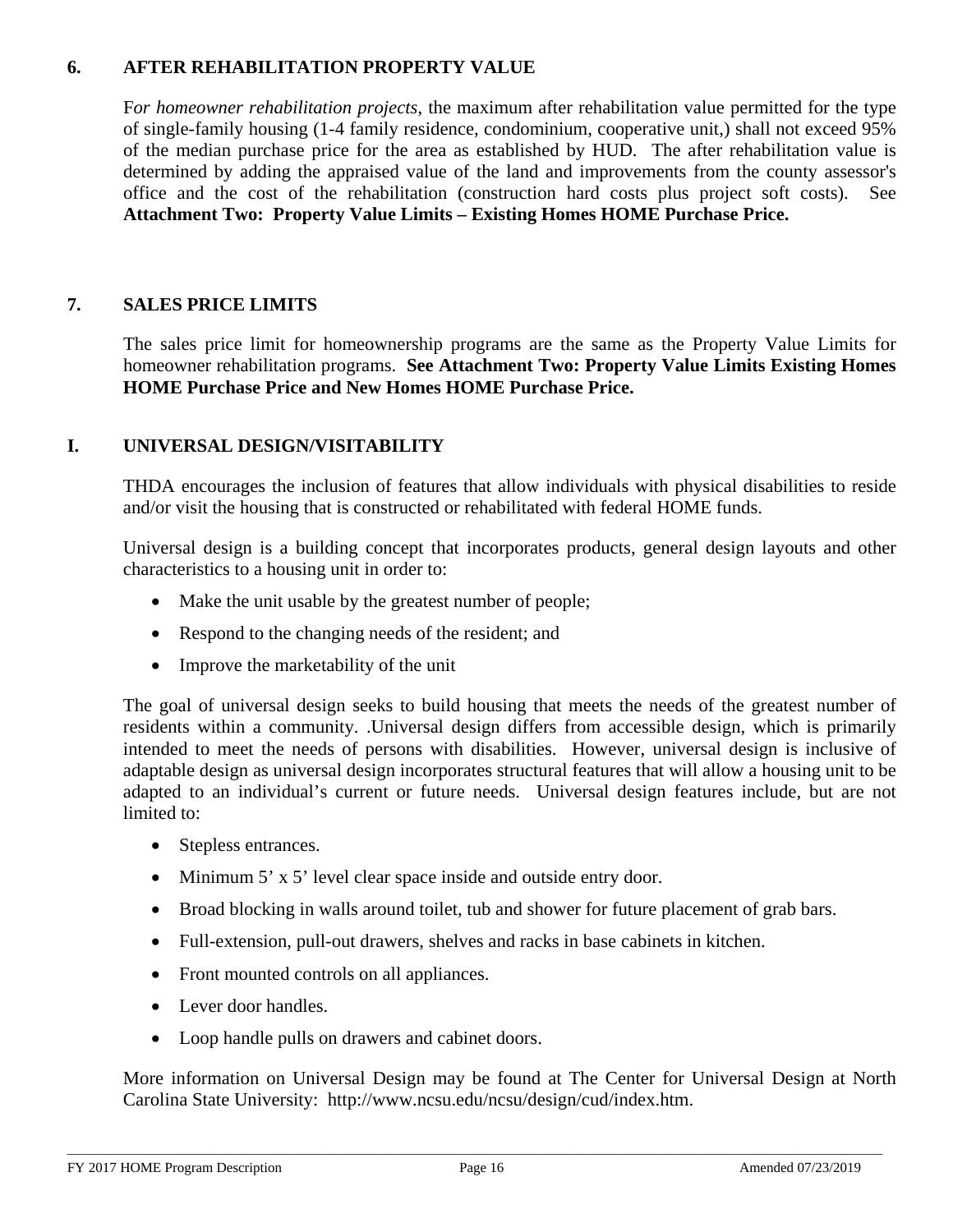### 6. AFTER REHABILITATION PROPERTY VALUE

F*or homeowner rehabilitation projects*, the maximum after rehabilitation value permitted for the type of single-family housing (1-4 family residence, condominium, cooperative unit,) shall not exceed 95% of the median purchase price for the area as established by HUD. The after rehabilitation value is determined by adding the appraised value of the land and improvements from the county assessor's office and the cost of the rehabilitation (construction hard costs plus project soft costs). See **Attachment Two: Property Value Limits – Existing Homes HOME Purchase Price.**

### 7. SALES PRICE LIMITS

The sales price limit for homeownership programs are the same as the Property Value Limits for homeowner rehabilitation programs. **See Attachment Two: Property Value Limits Existing Homes HOME Purchase Price and New Homes HOME Purchase Price.**

## I. UNIVERSAL DESIGN/VISITABILITY

THDA encourages the inclusion of features that allow individuals with physical disabilities to reside and/or visit the housing that is constructed or rehabilitated with federal HOME funds.

Universal design is a building concept that incorporates products, general design layouts and other characteristics to a housing unit in order to:

- Make the unit usable by the greatest number of people;
- Respond to the changing needs of the resident; and
- Improve the marketability of the unit

The goal of universal design seeks to build housing that meets the needs of the greatest number of residents within a community. .Universal design differs from accessible design, which is primarily intended to meet the needs of persons with disabilities. However, universal design is inclusive of adaptable design as universal design incorporates structural features that will allow a housing unit to be adapted to an individual's current or future needs. Universal design features include, but are not limited to:

- Stepless entrances.
- Minimum 5' x 5' level clear space inside and outside entry door.
- Broad blocking in walls around toilet, tub and shower for future placement of grab bars.
- Full-extension, pull-out drawers, shelves and racks in base cabinets in kitchen.
- Front mounted controls on all appliances.
- Lever door handles.
- Loop handle pulls on drawers and cabinet doors.

More information on Universal Design may be found at The Center for Universal Design at North Carolina State University: http://www.ncsu.edu/ncsu/design/cud/index.htm.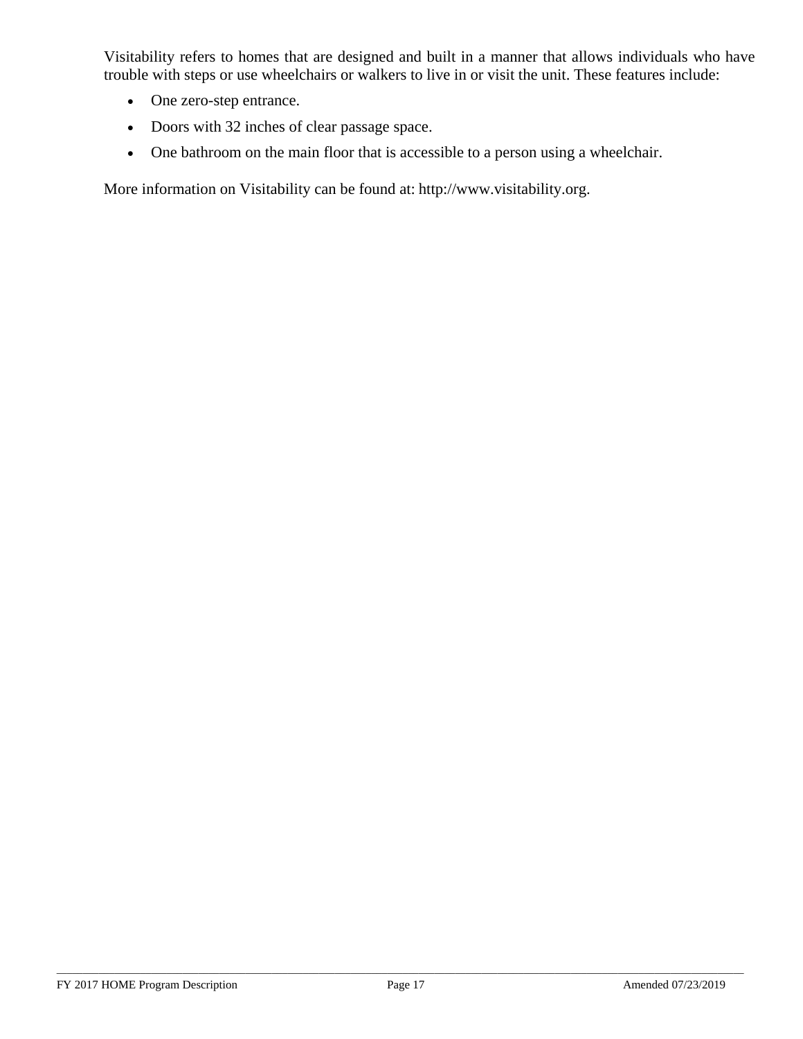Visitability refers to homes that are designed and built in a manner that allows individuals who have trouble with steps or use wheelchairs or walkers to live in or visit the unit. These features include:

- One zero-step entrance.
- Doors with 32 inches of clear passage space.
- One bathroom on the main floor that is accessible to a person using a wheelchair.

More information on Visitability can be found at: http://www.visitability.org.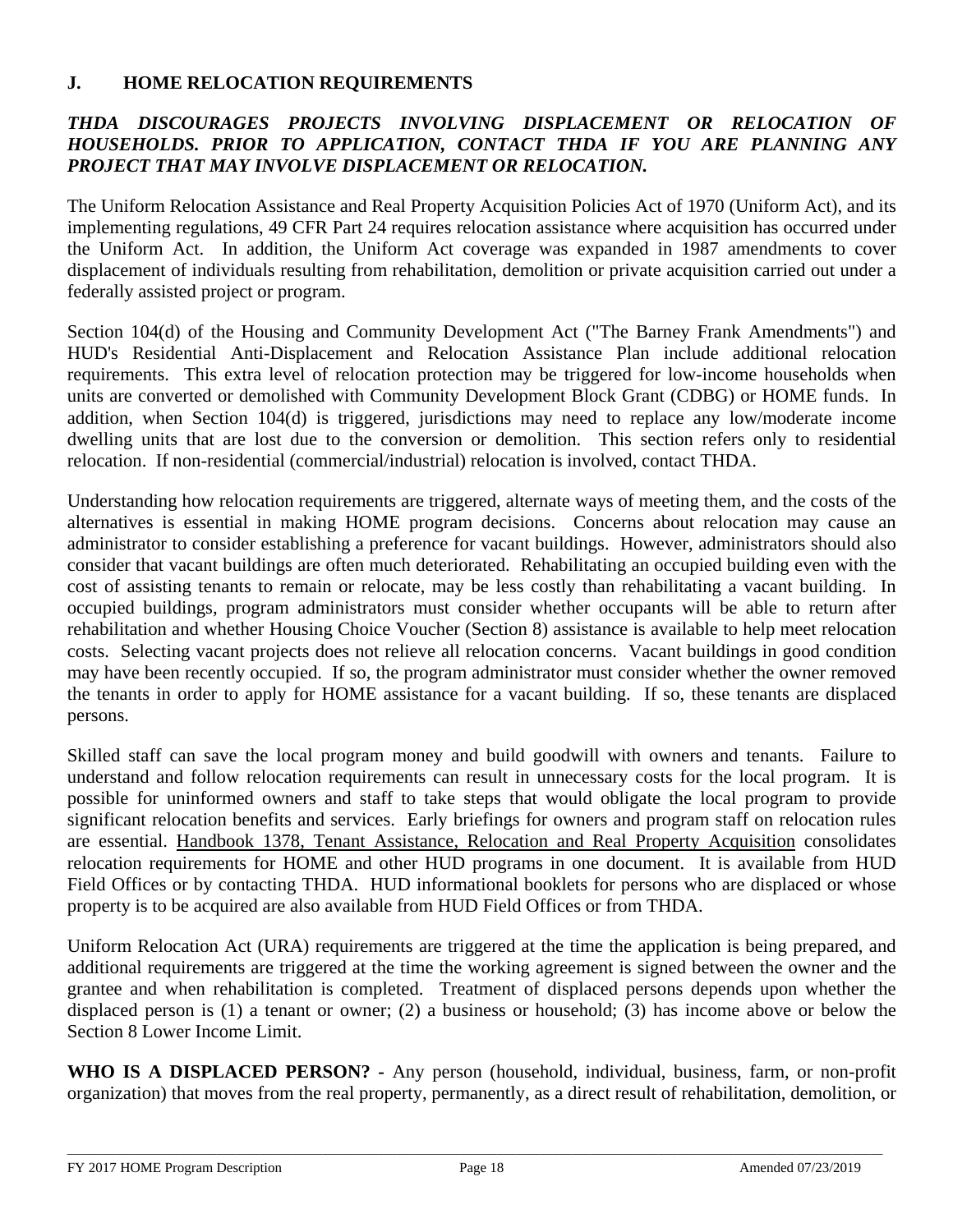## J. HOME RELOCATION REQUIREMENTS

***THDA DISCOURAGES PROJECTS INVOLVING DISPLACEMENT OR RELOCATION OF HOUSEHOLDS. PRIOR TO APPLICATION, CONTACT THDA IF YOU ARE PLANNING ANY PROJECT THAT MAY INVOLVE DISPLACEMENT OR RELOCATION.***

The Uniform Relocation Assistance and Real Property Acquisition Policies Act of 1970 (Uniform Act), and its implementing regulations, 49 CFR Part 24 requires relocation assistance where acquisition has occurred under the Uniform Act. In addition, the Uniform Act coverage was expanded in 1987 amendments to cover displacement of individuals resulting from rehabilitation, demolition or private acquisition carried out under a federally assisted project or program.

Section 104(d) of the Housing and Community Development Act ("The Barney Frank Amendments") and HUD's Residential Anti-Displacement and Relocation Assistance Plan include additional relocation requirements. This extra level of relocation protection may be triggered for low-income households when units are converted or demolished with Community Development Block Grant (CDBG) or HOME funds. In addition, when Section 104(d) is triggered, jurisdictions may need to replace any low/moderate income dwelling units that are lost due to the conversion or demolition. This section refers only to residential relocation. If non-residential (commercial/industrial) relocation is involved, contact THDA.

Understanding how relocation requirements are triggered, alternate ways of meeting them, and the costs of the alternatives is essential in making HOME program decisions. Concerns about relocation may cause an administrator to consider establishing a preference for vacant buildings. However, administrators should also consider that vacant buildings are often much deteriorated. Rehabilitating an occupied building even with the cost of assisting tenants to remain or relocate, may be less costly than rehabilitating a vacant building. In occupied buildings, program administrators must consider whether occupants will be able to return after rehabilitation and whether Housing Choice Voucher (Section 8) assistance is available to help meet relocation costs. Selecting vacant projects does not relieve all relocation concerns. Vacant buildings in good condition may have been recently occupied. If so, the program administrator must consider whether the owner removed the tenants in order to apply for HOME assistance for a vacant building. If so, these tenants are displaced persons.

Skilled staff can save the local program money and build goodwill with owners and tenants. Failure to understand and follow relocation requirements can result in unnecessary costs for the local program. It is possible for uninformed owners and staff to take steps that would obligate the local program to provide significant relocation benefits and services. Early briefings for owners and program staff on relocation rules are essential. Handbook 1378, Tenant Assistance, Relocation and Real Property Acquisition consolidates relocation requirements for HOME and other HUD programs in one document. It is available from HUD Field Offices or by contacting THDA. HUD informational booklets for persons who are displaced or whose property is to be acquired are also available from HUD Field Offices or from THDA.

Uniform Relocation Act (URA) requirements are triggered at the time the application is being prepared, and additional requirements are triggered at the time the working agreement is signed between the owner and the grantee and when rehabilitation is completed. Treatment of displaced persons depends upon whether the displaced person is (1) a tenant or owner; (2) a business or household; (3) has income above or below the Section 8 Lower Income Limit.

**WHO IS A DISPLACED PERSON? -** Any person (household, individual, business, farm, or non-profit organization) that moves from the real property, permanently, as a direct result of rehabilitation, demolition, or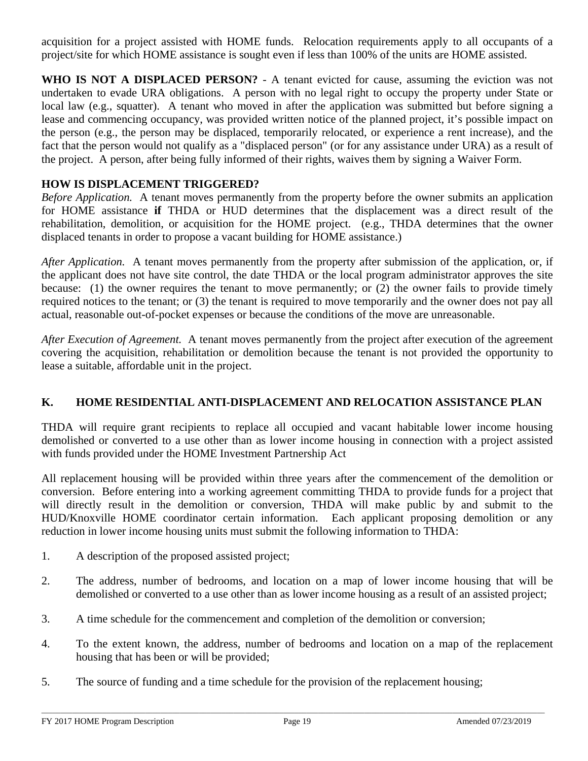acquisition for a project assisted with HOME funds. Relocation requirements apply to all occupants of a project/site for which HOME assistance is sought even if less than 100% of the units are HOME assisted.

**WHO IS NOT A DISPLACED PERSON?** - A tenant evicted for cause, assuming the eviction was not undertaken to evade URA obligations. A person with no legal right to occupy the property under State or local law (e.g., squatter). A tenant who moved in after the application was submitted but before signing a lease and commencing occupancy, was provided written notice of the planned project, it's possible impact on the person (e.g., the person may be displaced, temporarily relocated, or experience a rent increase), and the fact that the person would not qualify as a "displaced person" (or for any assistance under URA) as a result of the project. A person, after being fully informed of their rights, waives them by signing a Waiver Form.

**HOW IS DISPLACEMENT TRIGGERED?**

*Before Application.* A tenant moves permanently from the property before the owner submits an application for HOME assistance **if** THDA or HUD determines that the displacement was a direct result of the rehabilitation, demolition, or acquisition for the HOME project. (e.g., THDA determines that the owner displaced tenants in order to propose a vacant building for HOME assistance.)

*After Application.* A tenant moves permanently from the property after submission of the application, or, if the applicant does not have site control, the date THDA or the local program administrator approves the site because: (1) the owner requires the tenant to move permanently; or (2) the owner fails to provide timely required notices to the tenant; or (3) the tenant is required to move temporarily and the owner does not pay all actual, reasonable out-of-pocket expenses or because the conditions of the move are unreasonable.

*After Execution of Agreement.* A tenant moves permanently from the project after execution of the agreement covering the acquisition, rehabilitation or demolition because the tenant is not provided the opportunity to lease a suitable, affordable unit in the project.

## K. HOME RESIDENTIAL ANTI-DISPLACEMENT AND RELOCATION ASSISTANCE PLAN

THDA will require grant recipients to replace all occupied and vacant habitable lower income housing demolished or converted to a use other than as lower income housing in connection with a project assisted with funds provided under the HOME Investment Partnership Act

All replacement housing will be provided within three years after the commencement of the demolition or conversion. Before entering into a working agreement committing THDA to provide funds for a project that will directly result in the demolition or conversion, THDA will make public by and submit to the HUD/Knoxville HOME coordinator certain information. Each applicant proposing demolition or any reduction in lower income housing units must submit the following information to THDA:

1. A description of the proposed assisted project;
2. The address, number of bedrooms, and location on a map of lower income housing that will be demolished or converted to a use other than as lower income housing as a result of an assisted project;
3. A time schedule for the commencement and completion of the demolition or conversion;
4. To the extent known, the address, number of bedrooms and location on a map of the replacement housing that has been or will be provided;
5. The source of funding and a time schedule for the provision of the replacement housing;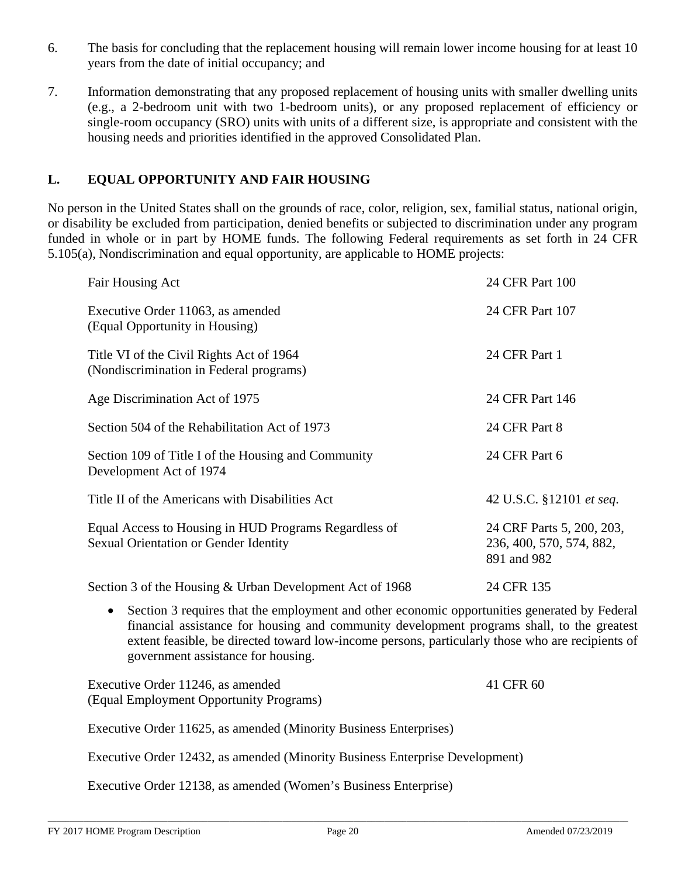6. The basis for concluding that the replacement housing will remain lower income housing for at least 10 years from the date of initial occupancy; and

7. Information demonstrating that any proposed replacement of housing units with smaller dwelling units (e.g., a 2-bedroom unit with two 1-bedroom units), or any proposed replacement of efficiency or single-room occupancy (SRO) units with units of a different size, is appropriate and consistent with the housing needs and priorities identified in the approved Consolidated Plan.

## L. EQUAL OPPORTUNITY AND FAIR HOUSING

No person in the United States shall on the grounds of race, color, religion, sex, familial status, national origin, or disability be excluded from participation, denied benefits or subjected to discrimination under any program funded in whole or in part by HOME funds. The following Federal requirements as set forth in 24 CFR 5.105(a), Nondiscrimination and equal opportunity, are applicable to HOME projects:

| Requirement | Regulation |
|---|---|
| Fair Housing Act | 24 CFR Part 100 |
| Executive Order 11063, as amended (Equal Opportunity in Housing) | 24 CFR Part 107 |
| Title VI of the Civil Rights Act of 1964 (Nondiscrimination in Federal programs) | 24 CFR Part 1 |
| Age Discrimination Act of 1975 | 24 CFR Part 146 |
| Section 504 of the Rehabilitation Act of 1973 | 24 CFR Part 8 |
| Section 109 of Title I of the Housing and Community Development Act of 1974 | 24 CFR Part 6 |
| Title II of the Americans with Disabilities Act | 42 U.S.C. §12101 *et seq.* |
| Equal Access to Housing in HUD Programs Regardless of Sexual Orientation or Gender Identity | 24 CRF Parts 5, 200, 203, 236, 400, 570, 574, 882, 891 and 982 |
| Section 3 of the Housing & Urban Development Act of 1968 | 24 CFR 135 |

- Section 3 requires that the employment and other economic opportunities generated by Federal financial assistance for housing and community development programs shall, to the greatest extent feasible, be directed toward low-income persons, particularly those who are recipients of government assistance for housing.

| Requirement | Regulation |
|---|---|
| Executive Order 11246, as amended (Equal Employment Opportunity Programs) | 41 CFR 60 |

Executive Order 11625, as amended (Minority Business Enterprises)

Executive Order 12432, as amended (Minority Business Enterprise Development)

Executive Order 12138, as amended (Women's Business Enterprise)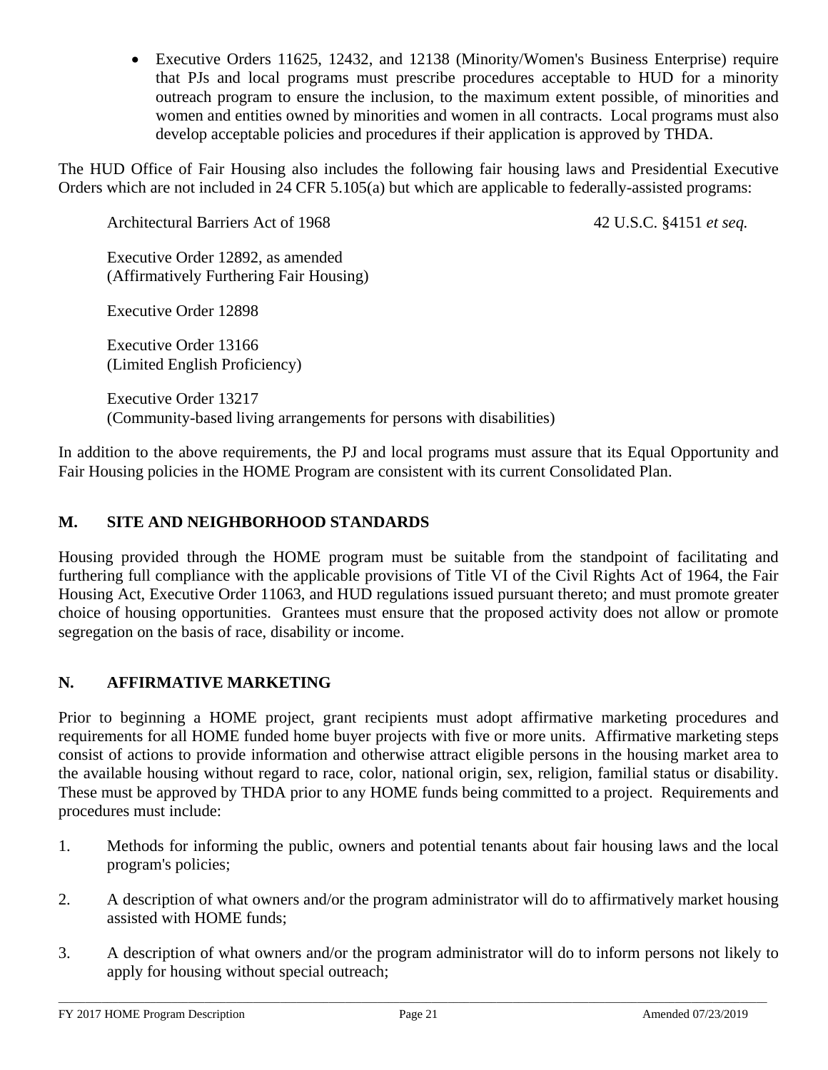- Executive Orders 11625, 12432, and 12138 (Minority/Women's Business Enterprise) require that PJs and local programs must prescribe procedures acceptable to HUD for a minority outreach program to ensure the inclusion, to the maximum extent possible, of minorities and women and entities owned by minorities and women in all contracts. Local programs must also develop acceptable policies and procedures if their application is approved by THDA.

The HUD Office of Fair Housing also includes the following fair housing laws and Presidential Executive Orders which are not included in 24 CFR 5.105(a) but which are applicable to federally-assisted programs:

Architectural Barriers Act of 1968 — 42 U.S.C. §4151 *et seq.*

Executive Order 12892, as amended
(Affirmatively Furthering Fair Housing)

Executive Order 12898

Executive Order 13166
(Limited English Proficiency)

Executive Order 13217
(Community-based living arrangements for persons with disabilities)

In addition to the above requirements, the PJ and local programs must assure that its Equal Opportunity and Fair Housing policies in the HOME Program are consistent with its current Consolidated Plan.

## M. SITE AND NEIGHBORHOOD STANDARDS

Housing provided through the HOME program must be suitable from the standpoint of facilitating and furthering full compliance with the applicable provisions of Title VI of the Civil Rights Act of 1964, the Fair Housing Act, Executive Order 11063, and HUD regulations issued pursuant thereto; and must promote greater choice of housing opportunities. Grantees must ensure that the proposed activity does not allow or promote segregation on the basis of race, disability or income.

## N. AFFIRMATIVE MARKETING

Prior to beginning a HOME project, grant recipients must adopt affirmative marketing procedures and requirements for all HOME funded home buyer projects with five or more units. Affirmative marketing steps consist of actions to provide information and otherwise attract eligible persons in the housing market area to the available housing without regard to race, color, national origin, sex, religion, familial status or disability. These must be approved by THDA prior to any HOME funds being committed to a project. Requirements and procedures must include:

1. Methods for informing the public, owners and potential tenants about fair housing laws and the local program's policies;
2. A description of what owners and/or the program administrator will do to affirmatively market housing assisted with HOME funds;
3. A description of what owners and/or the program administrator will do to inform persons not likely to apply for housing without special outreach;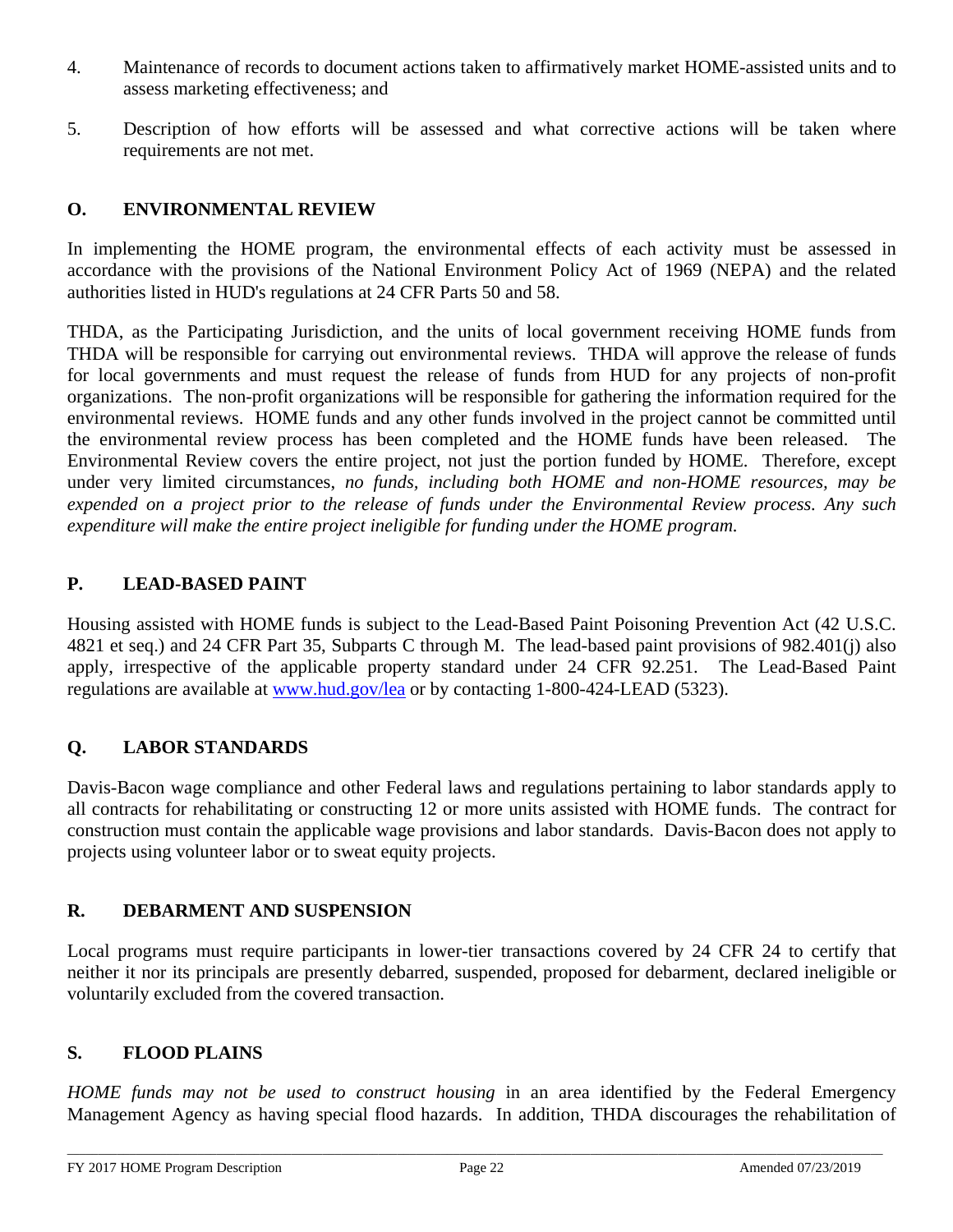4. Maintenance of records to document actions taken to affirmatively market HOME-assisted units and to assess marketing effectiveness; and

5. Description of how efforts will be assessed and what corrective actions will be taken where requirements are not met.

## O. ENVIRONMENTAL REVIEW

In implementing the HOME program, the environmental effects of each activity must be assessed in accordance with the provisions of the National Environment Policy Act of 1969 (NEPA) and the related authorities listed in HUD's regulations at 24 CFR Parts 50 and 58.

THDA, as the Participating Jurisdiction, and the units of local government receiving HOME funds from THDA will be responsible for carrying out environmental reviews. THDA will approve the release of funds for local governments and must request the release of funds from HUD for any projects of non-profit organizations. The non-profit organizations will be responsible for gathering the information required for the environmental reviews. HOME funds and any other funds involved in the project cannot be committed until the environmental review process has been completed and the HOME funds have been released. The Environmental Review covers the entire project, not just the portion funded by HOME. Therefore, except under very limited circumstances, *no funds, including both HOME and non-HOME resources, may be expended on a project prior to the release of funds under the Environmental Review process. Any such expenditure will make the entire project ineligible for funding under the HOME program.*

## P. LEAD-BASED PAINT

Housing assisted with HOME funds is subject to the Lead-Based Paint Poisoning Prevention Act (42 U.S.C. 4821 et seq.) and 24 CFR Part 35, Subparts C through M. The lead-based paint provisions of 982.401(j) also apply, irrespective of the applicable property standard under 24 CFR 92.251. The Lead-Based Paint regulations are available at [www.hud.gov/lea](http://www.hud.gov/lea) or by contacting 1-800-424-LEAD (5323).

## Q. LABOR STANDARDS

Davis-Bacon wage compliance and other Federal laws and regulations pertaining to labor standards apply to all contracts for rehabilitating or constructing 12 or more units assisted with HOME funds. The contract for construction must contain the applicable wage provisions and labor standards. Davis-Bacon does not apply to projects using volunteer labor or to sweat equity projects.

## R. DEBARMENT AND SUSPENSION

Local programs must require participants in lower-tier transactions covered by 24 CFR 24 to certify that neither it nor its principals are presently debarred, suspended, proposed for debarment, declared ineligible or voluntarily excluded from the covered transaction.

## S. FLOOD PLAINS

*HOME funds may not be used to construct housing* in an area identified by the Federal Emergency Management Agency as having special flood hazards. In addition, THDA discourages the rehabilitation of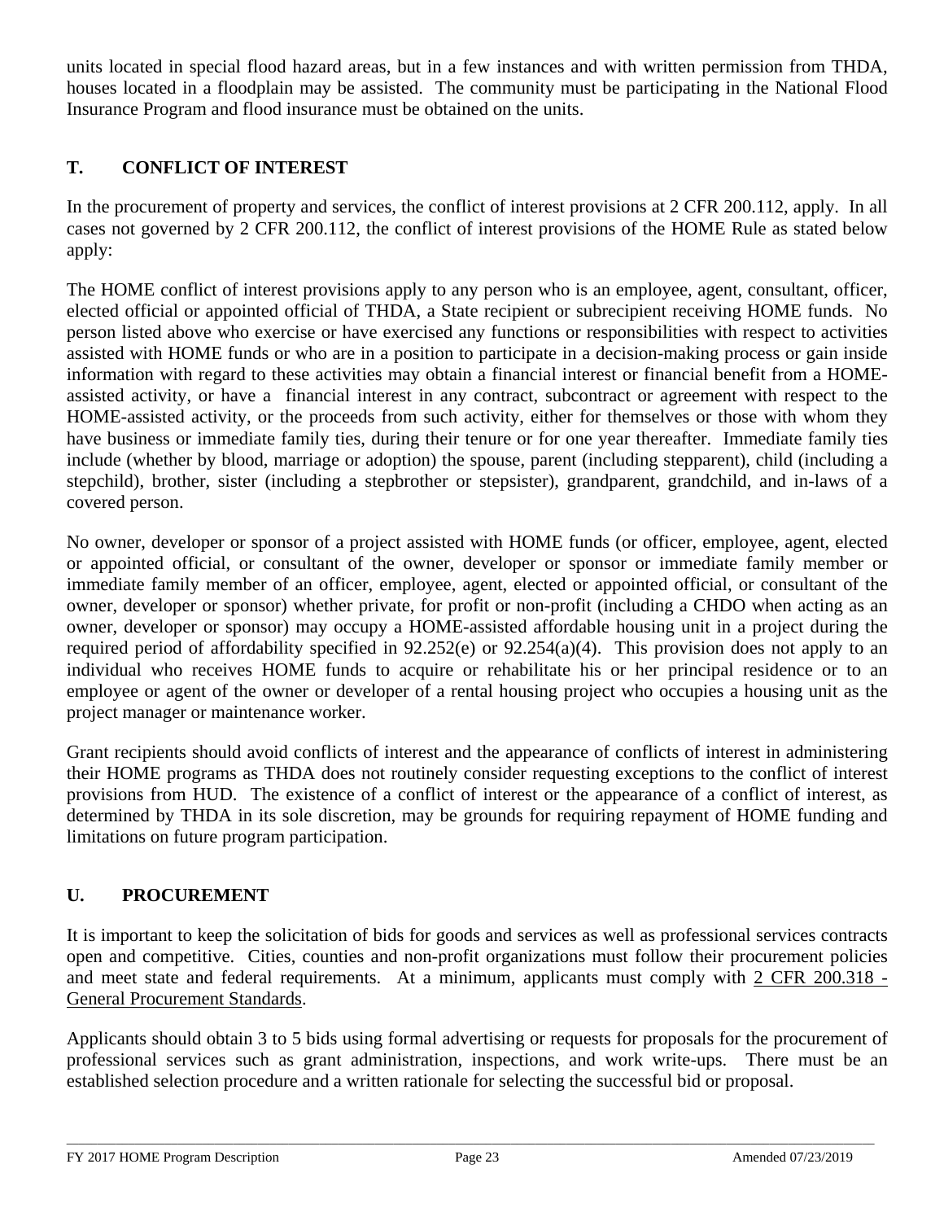units located in special flood hazard areas, but in a few instances and with written permission from THDA, houses located in a floodplain may be assisted. The community must be participating in the National Flood Insurance Program and flood insurance must be obtained on the units.

## T. CONFLICT OF INTEREST

In the procurement of property and services, the conflict of interest provisions at 2 CFR 200.112, apply. In all cases not governed by 2 CFR 200.112, the conflict of interest provisions of the HOME Rule as stated below apply:

The HOME conflict of interest provisions apply to any person who is an employee, agent, consultant, officer, elected official or appointed official of THDA, a State recipient or subrecipient receiving HOME funds. No person listed above who exercise or have exercised any functions or responsibilities with respect to activities assisted with HOME funds or who are in a position to participate in a decision-making process or gain inside information with regard to these activities may obtain a financial interest or financial benefit from a HOME-assisted activity, or have a financial interest in any contract, subcontract or agreement with respect to the HOME-assisted activity, or the proceeds from such activity, either for themselves or those with whom they have business or immediate family ties, during their tenure or for one year thereafter. Immediate family ties include (whether by blood, marriage or adoption) the spouse, parent (including stepparent), child (including a stepchild), brother, sister (including a stepbrother or stepsister), grandparent, grandchild, and in-laws of a covered person.

No owner, developer or sponsor of a project assisted with HOME funds (or officer, employee, agent, elected or appointed official, or consultant of the owner, developer or sponsor or immediate family member or immediate family member of an officer, employee, agent, elected or appointed official, or consultant of the owner, developer or sponsor) whether private, for profit or non-profit (including a CHDO when acting as an owner, developer or sponsor) may occupy a HOME-assisted affordable housing unit in a project during the required period of affordability specified in 92.252(e) or 92.254(a)(4). This provision does not apply to an individual who receives HOME funds to acquire or rehabilitate his or her principal residence or to an employee or agent of the owner or developer of a rental housing project who occupies a housing unit as the project manager or maintenance worker.

Grant recipients should avoid conflicts of interest and the appearance of conflicts of interest in administering their HOME programs as THDA does not routinely consider requesting exceptions to the conflict of interest provisions from HUD. The existence of a conflict of interest or the appearance of a conflict of interest, as determined by THDA in its sole discretion, may be grounds for requiring repayment of HOME funding and limitations on future program participation.

## U. PROCUREMENT

It is important to keep the solicitation of bids for goods and services as well as professional services contracts open and competitive. Cities, counties and non-profit organizations must follow their procurement policies and meet state and federal requirements. At a minimum, applicants must comply with 2 CFR 200.318 - General Procurement Standards.

Applicants should obtain 3 to 5 bids using formal advertising or requests for proposals for the procurement of professional services such as grant administration, inspections, and work write-ups. There must be an established selection procedure and a written rationale for selecting the successful bid or proposal.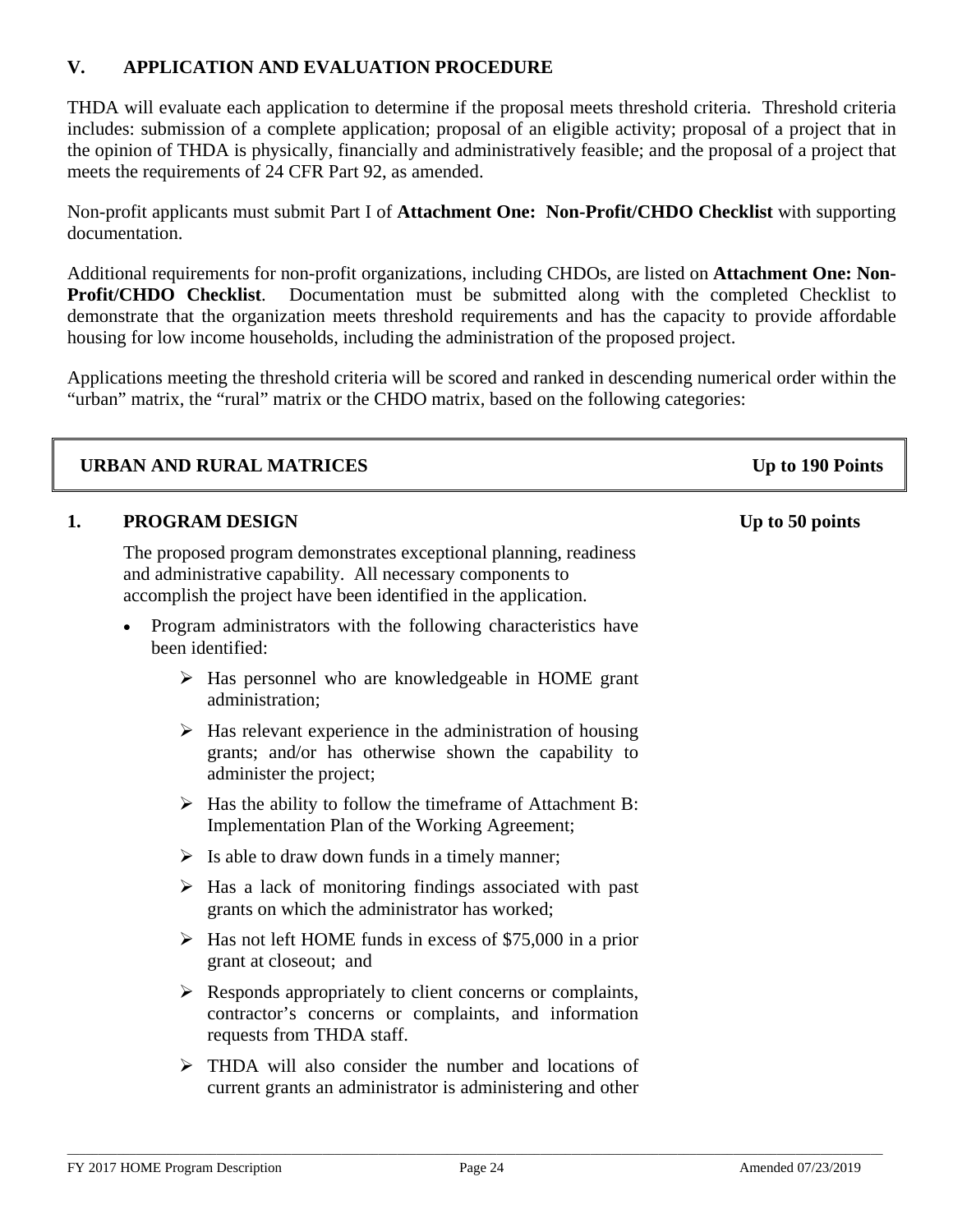## V. APPLICATION AND EVALUATION PROCEDURE

THDA will evaluate each application to determine if the proposal meets threshold criteria. Threshold criteria includes: submission of a complete application; proposal of an eligible activity; proposal of a project that in the opinion of THDA is physically, financially and administratively feasible; and the proposal of a project that meets the requirements of 24 CFR Part 92, as amended.

Non-profit applicants must submit Part I of **Attachment One: Non-Profit/CHDO Checklist** with supporting documentation.

Additional requirements for non-profit organizations, including CHDOs, are listed on **Attachment One: Non-Profit/CHDO Checklist**. Documentation must be submitted along with the completed Checklist to demonstrate that the organization meets threshold requirements and has the capacity to provide affordable housing for low income households, including the administration of the proposed project.

Applications meeting the threshold criteria will be scored and ranked in descending numerical order within the "urban" matrix, the "rural" matrix or the CHDO matrix, based on the following categories:

| **URBAN AND RURAL MATRICES** | **Up to 190 Points** |
|---|---|

### 1. PROGRAM DESIGN — Up to 50 points

The proposed program demonstrates exceptional planning, readiness and administrative capability. All necessary components to accomplish the project have been identified in the application.

- Program administrators with the following characteristics have been identified:
  - Has personnel who are knowledgeable in HOME grant administration;
  - Has relevant experience in the administration of housing grants; and/or has otherwise shown the capability to administer the project;
  - Has the ability to follow the timeframe of Attachment B: Implementation Plan of the Working Agreement;
  - Is able to draw down funds in a timely manner;
  - Has a lack of monitoring findings associated with past grants on which the administrator has worked;
  - Has not left HOME funds in excess of $75,000 in a prior grant at closeout; and
  - Responds appropriately to client concerns or complaints, contractor's concerns or complaints, and information requests from THDA staff.
  - THDA will also consider the number and locations of current grants an administrator is administering and other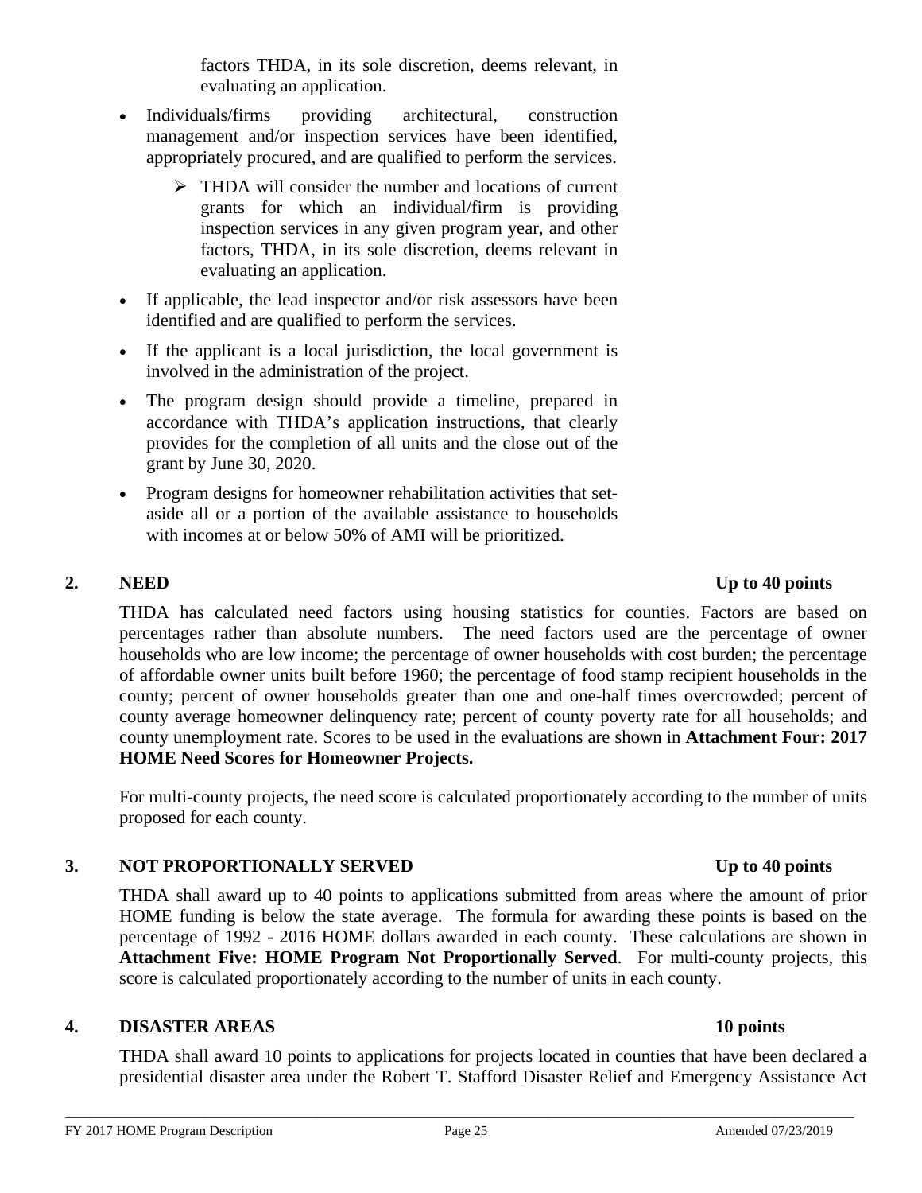factors THDA, in its sole discretion, deems relevant, in evaluating an application.

- Individuals/firms providing architectural, construction management and/or inspection services have been identified, appropriately procured, and are qualified to perform the services.
  - THDA will consider the number and locations of current grants for which an individual/firm is providing inspection services in any given program year, and other factors, THDA, in its sole discretion, deems relevant in evaluating an application.
- If applicable, the lead inspector and/or risk assessors have been identified and are qualified to perform the services.
- If the applicant is a local jurisdiction, the local government is involved in the administration of the project.
- The program design should provide a timeline, prepared in accordance with THDA's application instructions, that clearly provides for the completion of all units and the close out of the grant by June 30, 2020.
- Program designs for homeowner rehabilitation activities that set-aside all or a portion of the available assistance to households with incomes at or below 50% of AMI will be prioritized.

**2. NEED — Up to 40 points**

THDA has calculated need factors using housing statistics for counties. Factors are based on percentages rather than absolute numbers. The need factors used are the percentage of owner households who are low income; the percentage of owner households with cost burden; the percentage of affordable owner units built before 1960; the percentage of food stamp recipient households in the county; percent of owner households greater than one and one-half times overcrowded; percent of county average homeowner delinquency rate; percent of county poverty rate for all households; and county unemployment rate. Scores to be used in the evaluations are shown in **Attachment Four: 2017 HOME Need Scores for Homeowner Projects.**

For multi-county projects, the need score is calculated proportionately according to the number of units proposed for each county.

**3. NOT PROPORTIONALLY SERVED — Up to 40 points**

THDA shall award up to 40 points to applications submitted from areas where the amount of prior HOME funding is below the state average. The formula for awarding these points is based on the percentage of 1992 - 2016 HOME dollars awarded in each county. These calculations are shown in **Attachment Five: HOME Program Not Proportionally Served**. For multi-county projects, this score is calculated proportionately according to the number of units in each county.

**4. DISASTER AREAS — 10 points**

THDA shall award 10 points to applications for projects located in counties that have been declared a presidential disaster area under the Robert T. Stafford Disaster Relief and Emergency Assistance Act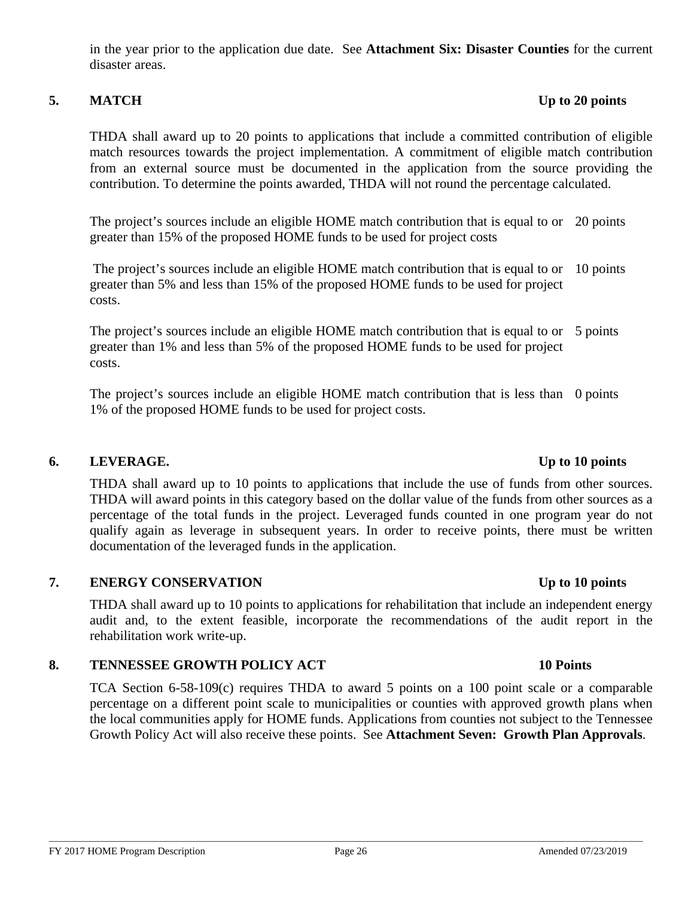in the year prior to the application due date. See **Attachment Six: Disaster Counties** for the current disaster areas.

## 5. MATCH — Up to 20 points

THDA shall award up to 20 points to applications that include a committed contribution of eligible match resources towards the project implementation. A commitment of eligible match contribution from an external source must be documented in the application from the source providing the contribution. To determine the points awarded, THDA will not round the percentage calculated.

| | |
|---|---|
| The project's sources include an eligible HOME match contribution that is equal to or greater than 15% of the proposed HOME funds to be used for project costs | 20 points |
| The project's sources include an eligible HOME match contribution that is equal to or greater than 5% and less than 15% of the proposed HOME funds to be used for project costs. | 10 points |
| The project's sources include an eligible HOME match contribution that is equal to or greater than 1% and less than 5% of the proposed HOME funds to be used for project costs. | 5 points |
| The project's sources include an eligible HOME match contribution that is less than 1% of the proposed HOME funds to be used for project costs. | 0 points |

## 6. LEVERAGE. — Up to 10 points

THDA shall award up to 10 points to applications that include the use of funds from other sources. THDA will award points in this category based on the dollar value of the funds from other sources as a percentage of the total funds in the project. Leveraged funds counted in one program year do not qualify again as leverage in subsequent years. In order to receive points, there must be written documentation of the leveraged funds in the application.

## 7. ENERGY CONSERVATION — Up to 10 points

THDA shall award up to 10 points to applications for rehabilitation that include an independent energy audit and, to the extent feasible, incorporate the recommendations of the audit report in the rehabilitation work write-up.

## 8. TENNESSEE GROWTH POLICY ACT — 10 Points

TCA Section 6-58-109(c) requires THDA to award 5 points on a 100 point scale or a comparable percentage on a different point scale to municipalities or counties with approved growth plans when the local communities apply for HOME funds. Applications from counties not subject to the Tennessee Growth Policy Act will also receive these points. See **Attachment Seven: Growth Plan Approvals**.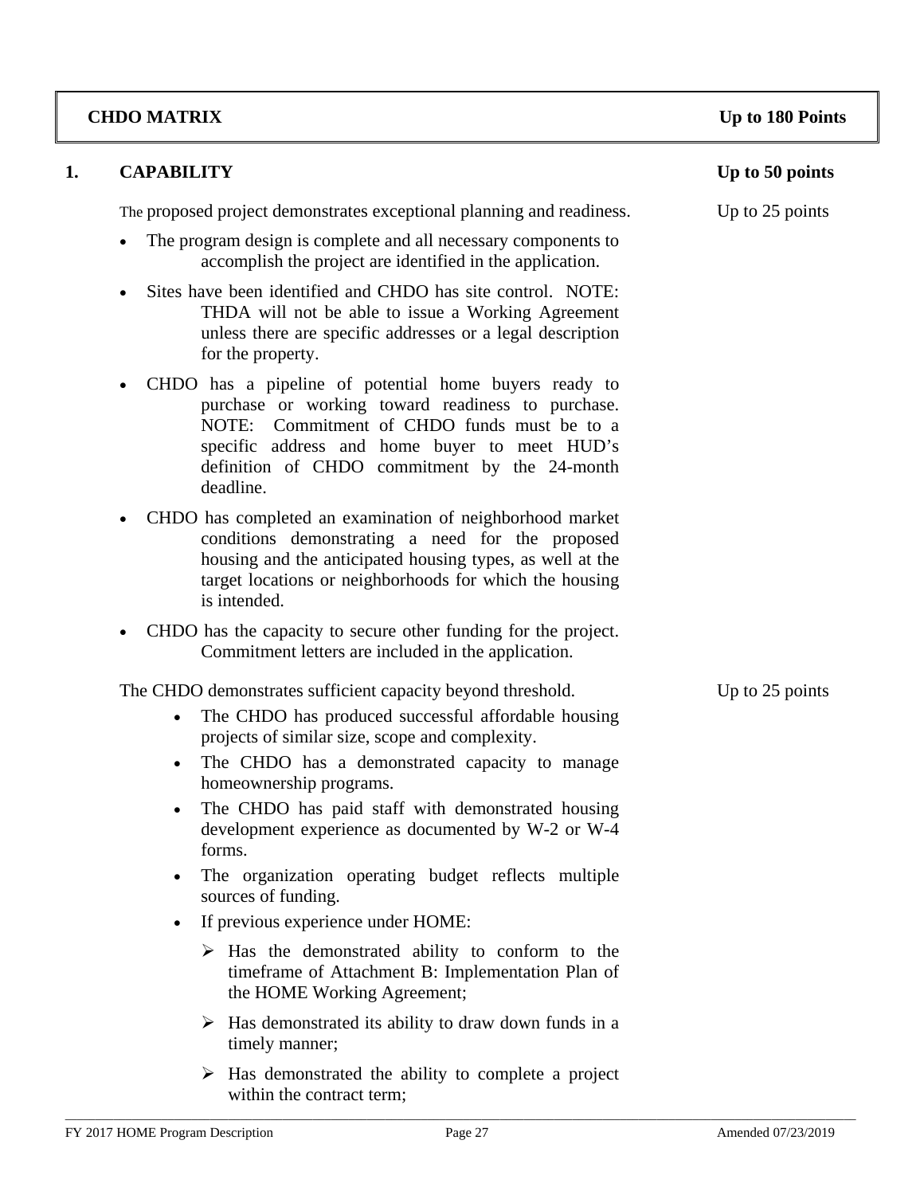## CHDO MATRIX — Up to 180 Points

### 1. CAPABILITY — Up to 50 points

The proposed project demonstrates exceptional planning and readiness. — Up to 25 points

- The program design is complete and all necessary components to accomplish the project are identified in the application.
- Sites have been identified and CHDO has site control. NOTE: THDA will not be able to issue a Working Agreement unless there are specific addresses or a legal description for the property.
- CHDO has a pipeline of potential home buyers ready to purchase or working toward readiness to purchase. NOTE: Commitment of CHDO funds must be to a specific address and home buyer to meet HUD's definition of CHDO commitment by the 24-month deadline.
- CHDO has completed an examination of neighborhood market conditions demonstrating a need for the proposed housing and the anticipated housing types, as well at the target locations or neighborhoods for which the housing is intended.
- CHDO has the capacity to secure other funding for the project. Commitment letters are included in the application.

The CHDO demonstrates sufficient capacity beyond threshold. — Up to 25 points

- The CHDO has produced successful affordable housing projects of similar size, scope and complexity.
- The CHDO has a demonstrated capacity to manage homeownership programs.
- The CHDO has paid staff with demonstrated housing development experience as documented by W-2 or W-4 forms.
- The organization operating budget reflects multiple sources of funding.
- If previous experience under HOME:
  - Has the demonstrated ability to conform to the timeframe of Attachment B: Implementation Plan of the HOME Working Agreement;
  - Has demonstrated its ability to draw down funds in a timely manner;
  - Has demonstrated the ability to complete a project within the contract term;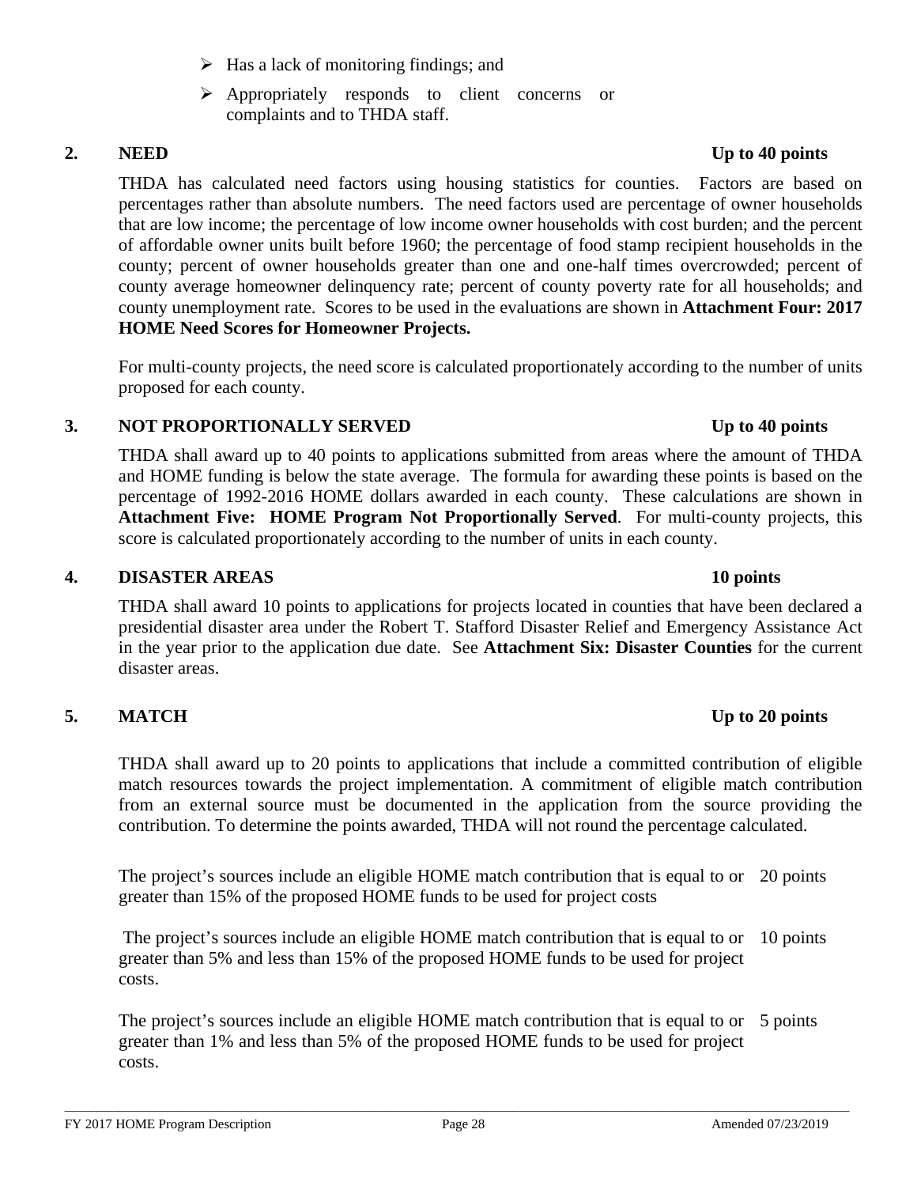- Has a lack of monitoring findings; and
- Appropriately responds to client concerns or complaints and to THDA staff.

### 2. NEED — Up to 40 points

THDA has calculated need factors using housing statistics for counties. Factors are based on percentages rather than absolute numbers. The need factors used are percentage of owner households that are low income; the percentage of low income owner households with cost burden; and the percent of affordable owner units built before 1960; the percentage of food stamp recipient households in the county; percent of owner households greater than one and one-half times overcrowded; percent of county average homeowner delinquency rate; percent of county poverty rate for all households; and county unemployment rate. Scores to be used in the evaluations are shown in **Attachment Four: 2017 HOME Need Scores for Homeowner Projects.**

For multi-county projects, the need score is calculated proportionately according to the number of units proposed for each county.

### 3. NOT PROPORTIONALLY SERVED — Up to 40 points

THDA shall award up to 40 points to applications submitted from areas where the amount of THDA and HOME funding is below the state average. The formula for awarding these points is based on the percentage of 1992-2016 HOME dollars awarded in each county. These calculations are shown in **Attachment Five: HOME Program Not Proportionally Served**. For multi-county projects, this score is calculated proportionately according to the number of units in each county.

### 4. DISASTER AREAS — 10 points

THDA shall award 10 points to applications for projects located in counties that have been declared a presidential disaster area under the Robert T. Stafford Disaster Relief and Emergency Assistance Act in the year prior to the application due date. See **Attachment Six: Disaster Counties** for the current disaster areas.

### 5. MATCH — Up to 20 points

THDA shall award up to 20 points to applications that include a committed contribution of eligible match resources towards the project implementation. A commitment of eligible match contribution from an external source must be documented in the application from the source providing the contribution. To determine the points awarded, THDA will not round the percentage calculated.

| Criteria | Points |
| --- | --- |
| The project's sources include an eligible HOME match contribution that is equal to or greater than 15% of the proposed HOME funds to be used for project costs | 20 points |
| The project's sources include an eligible HOME match contribution that is equal to or greater than 5% and less than 15% of the proposed HOME funds to be used for project costs. | 10 points |
| The project's sources include an eligible HOME match contribution that is equal to or greater than 1% and less than 5% of the proposed HOME funds to be used for project costs. | 5 points |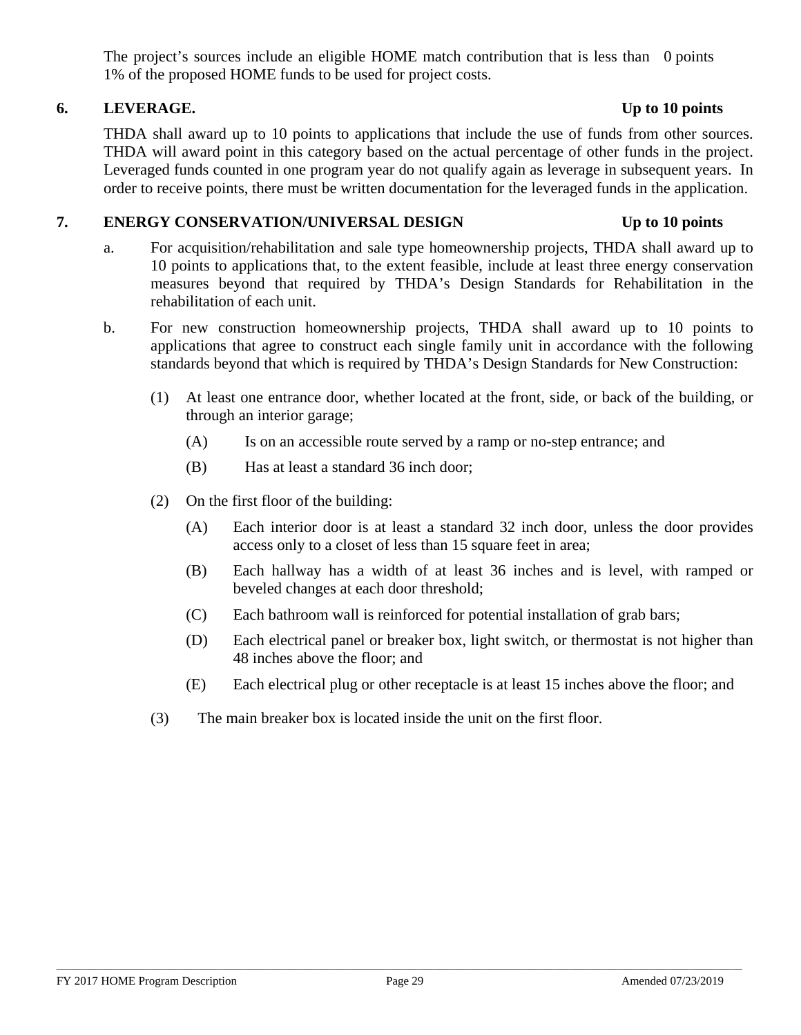The project's sources include an eligible HOME match contribution that is less than 1% of the proposed HOME funds to be used for project costs. 0 points

**6. LEVERAGE. Up to 10 points**

THDA shall award up to 10 points to applications that include the use of funds from other sources. THDA will award point in this category based on the actual percentage of other funds in the project. Leveraged funds counted in one program year do not qualify again as leverage in subsequent years. In order to receive points, there must be written documentation for the leveraged funds in the application.

**7. ENERGY CONSERVATION/UNIVERSAL DESIGN Up to 10 points**

a. For acquisition/rehabilitation and sale type homeownership projects, THDA shall award up to 10 points to applications that, to the extent feasible, include at least three energy conservation measures beyond that required by THDA's Design Standards for Rehabilitation in the rehabilitation of each unit.

b. For new construction homeownership projects, THDA shall award up to 10 points to applications that agree to construct each single family unit in accordance with the following standards beyond that which is required by THDA's Design Standards for New Construction:

(1) At least one entrance door, whether located at the front, side, or back of the building, or through an interior garage;

(A) Is on an accessible route served by a ramp or no-step entrance; and

(B) Has at least a standard 36 inch door;

(2) On the first floor of the building:

(A) Each interior door is at least a standard 32 inch door, unless the door provides access only to a closet of less than 15 square feet in area;

(B) Each hallway has a width of at least 36 inches and is level, with ramped or beveled changes at each door threshold;

(C) Each bathroom wall is reinforced for potential installation of grab bars;

(D) Each electrical panel or breaker box, light switch, or thermostat is not higher than 48 inches above the floor; and

(E) Each electrical plug or other receptacle is at least 15 inches above the floor; and

(3) The main breaker box is located inside the unit on the first floor.